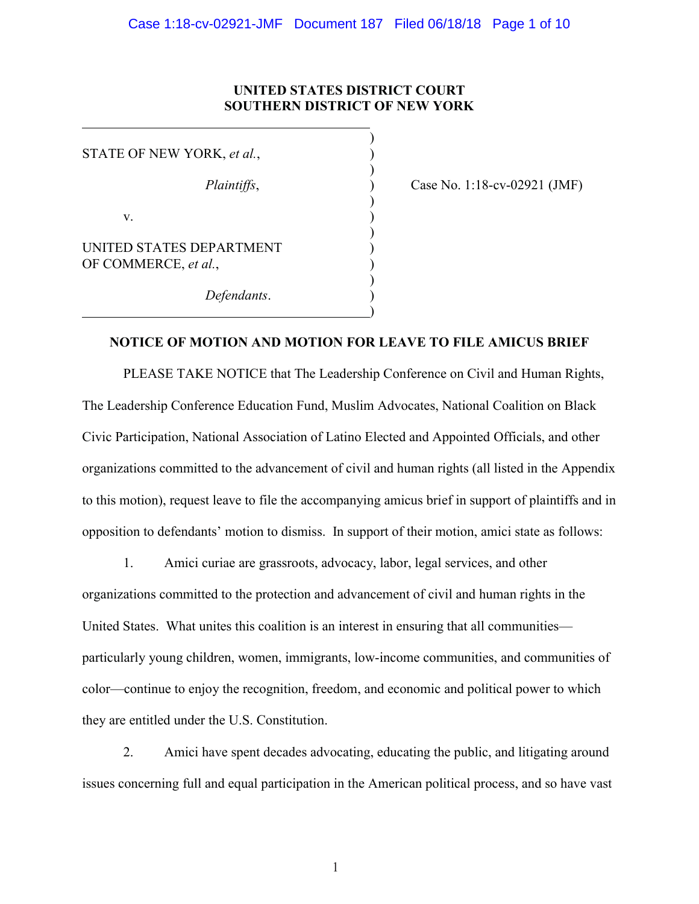**UNITED STATES DISTRICT COURT**
**SOUTHERN DISTRICT OF NEW YORK**

| | |
|---|---|
| STATE OF NEW YORK, *et al.*,<br><br>*Plaintiffs*,<br><br>v.<br><br>UNITED STATES DEPARTMENT OF COMMERCE, *et al.*,<br><br>*Defendants*. | Case No. 1:18-cv-02921 (JMF) |

**NOTICE OF MOTION AND MOTION FOR LEAVE TO FILE AMICUS BRIEF**

PLEASE TAKE NOTICE that The Leadership Conference on Civil and Human Rights, The Leadership Conference Education Fund, Muslim Advocates, National Coalition on Black Civic Participation, National Association of Latino Elected and Appointed Officials, and other organizations committed to the advancement of civil and human rights (all listed in the Appendix to this motion), request leave to file the accompanying amicus brief in support of plaintiffs and in opposition to defendants' motion to dismiss. In support of their motion, amici state as follows:

1. Amici curiae are grassroots, advocacy, labor, legal services, and other organizations committed to the protection and advancement of civil and human rights in the United States. What unites this coalition is an interest in ensuring that all communities—particularly young children, women, immigrants, low-income communities, and communities of color—continue to enjoy the recognition, freedom, and economic and political power to which they are entitled under the U.S. Constitution.

2. Amici have spent decades advocating, educating the public, and litigating around issues concerning full and equal participation in the American political process, and so have vast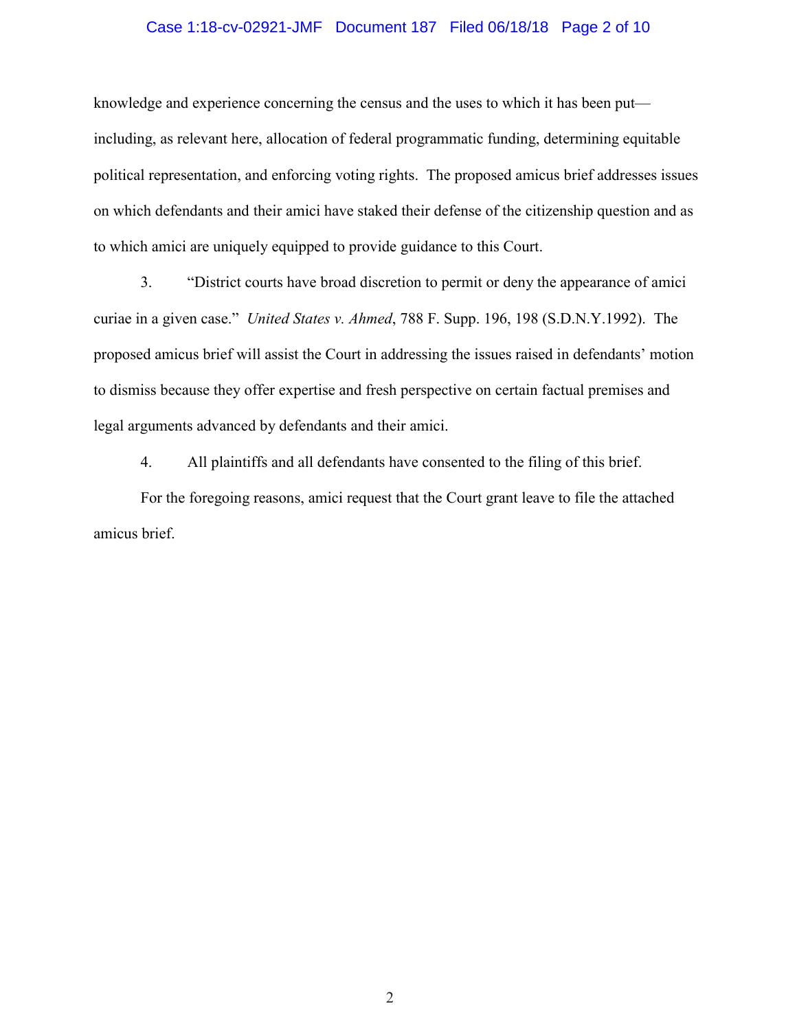knowledge and experience concerning the census and the uses to which it has been put—including, as relevant here, allocation of federal programmatic funding, determining equitable political representation, and enforcing voting rights. The proposed amicus brief addresses issues on which defendants and their amici have staked their defense of the citizenship question and as to which amici are uniquely equipped to provide guidance to this Court.

3. "District courts have broad discretion to permit or deny the appearance of amici curiae in a given case." *United States v. Ahmed*, 788 F. Supp. 196, 198 (S.D.N.Y.1992). The proposed amicus brief will assist the Court in addressing the issues raised in defendants' motion to dismiss because they offer expertise and fresh perspective on certain factual premises and legal arguments advanced by defendants and their amici.

4. All plaintiffs and all defendants have consented to the filing of this brief.

For the foregoing reasons, amici request that the Court grant leave to file the attached amicus brief.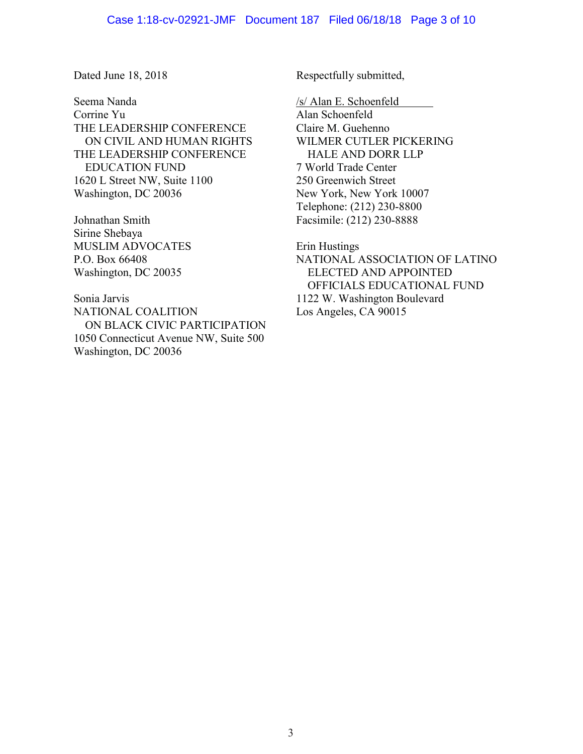Dated June 18, 2018

Seema Nanda
Corrine Yu
THE LEADERSHIP CONFERENCE ON CIVIL AND HUMAN RIGHTS
THE LEADERSHIP CONFERENCE EDUCATION FUND
1620 L Street NW, Suite 1100
Washington, DC 20036

Johnathan Smith
Sirine Shebaya
MUSLIM ADVOCATES
P.O. Box 66408
Washington, DC 20035

Sonia Jarvis
NATIONAL COALITION ON BLACK CIVIC PARTICIPATION
1050 Connecticut Avenue NW, Suite 500
Washington, DC 20036

Respectfully submitted,

/s/ Alan E. Schoenfeld
Alan Schoenfeld
Claire M. Guehenno
WILMER CUTLER PICKERING HALE AND DORR LLP
7 World Trade Center
250 Greenwich Street
New York, New York 10007
Telephone: (212) 230-8800
Facsimile: (212) 230-8888

Erin Hustings
NATIONAL ASSOCIATION OF LATINO ELECTED AND APPOINTED OFFICIALS EDUCATIONAL FUND
1122 W. Washington Boulevard
Los Angeles, CA 90015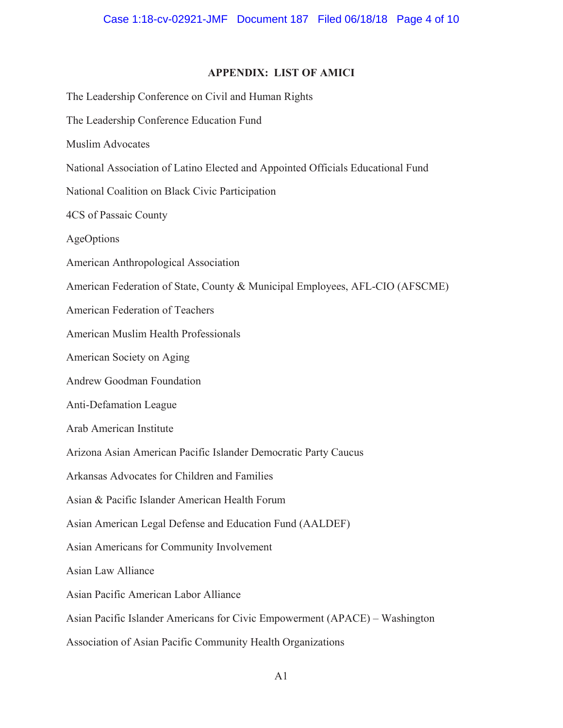**APPENDIX: LIST OF AMICI**

The Leadership Conference on Civil and Human Rights

The Leadership Conference Education Fund

Muslim Advocates

National Association of Latino Elected and Appointed Officials Educational Fund

National Coalition on Black Civic Participation

4CS of Passaic County

AgeOptions

American Anthropological Association

American Federation of State, County & Municipal Employees, AFL-CIO (AFSCME)

American Federation of Teachers

American Muslim Health Professionals

American Society on Aging

Andrew Goodman Foundation

Anti-Defamation League

Arab American Institute

Arizona Asian American Pacific Islander Democratic Party Caucus

Arkansas Advocates for Children and Families

Asian & Pacific Islander American Health Forum

Asian American Legal Defense and Education Fund (AALDEF)

Asian Americans for Community Involvement

Asian Law Alliance

Asian Pacific American Labor Alliance

Asian Pacific Islander Americans for Civic Empowerment (APACE) – Washington

Association of Asian Pacific Community Health Organizations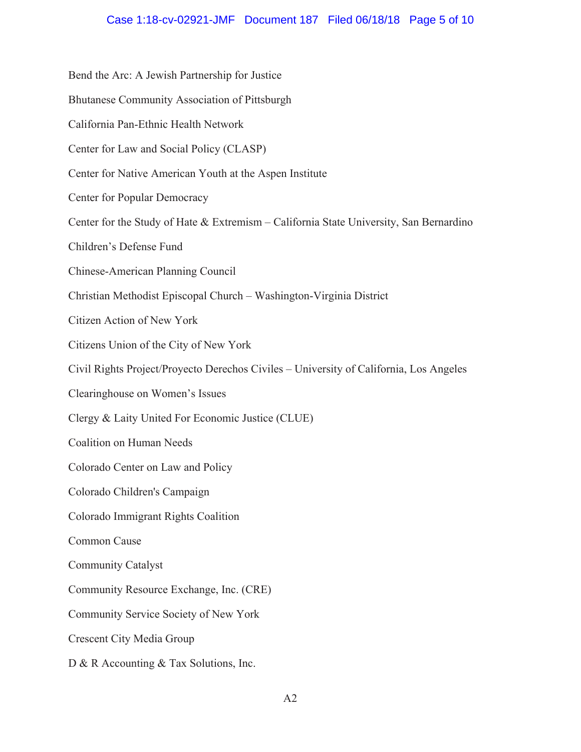Bend the Arc: A Jewish Partnership for Justice

Bhutanese Community Association of Pittsburgh

California Pan-Ethnic Health Network

Center for Law and Social Policy (CLASP)

Center for Native American Youth at the Aspen Institute

Center for Popular Democracy

Center for the Study of Hate & Extremism – California State University, San Bernardino

Children's Defense Fund

Chinese-American Planning Council

Christian Methodist Episcopal Church – Washington-Virginia District

Citizen Action of New York

Citizens Union of the City of New York

Civil Rights Project/Proyecto Derechos Civiles – University of California, Los Angeles

Clearinghouse on Women's Issues

Clergy & Laity United For Economic Justice (CLUE)

Coalition on Human Needs

Colorado Center on Law and Policy

Colorado Children's Campaign

Colorado Immigrant Rights Coalition

Common Cause

Community Catalyst

Community Resource Exchange, Inc. (CRE)

Community Service Society of New York

Crescent City Media Group

D & R Accounting & Tax Solutions, Inc.

A2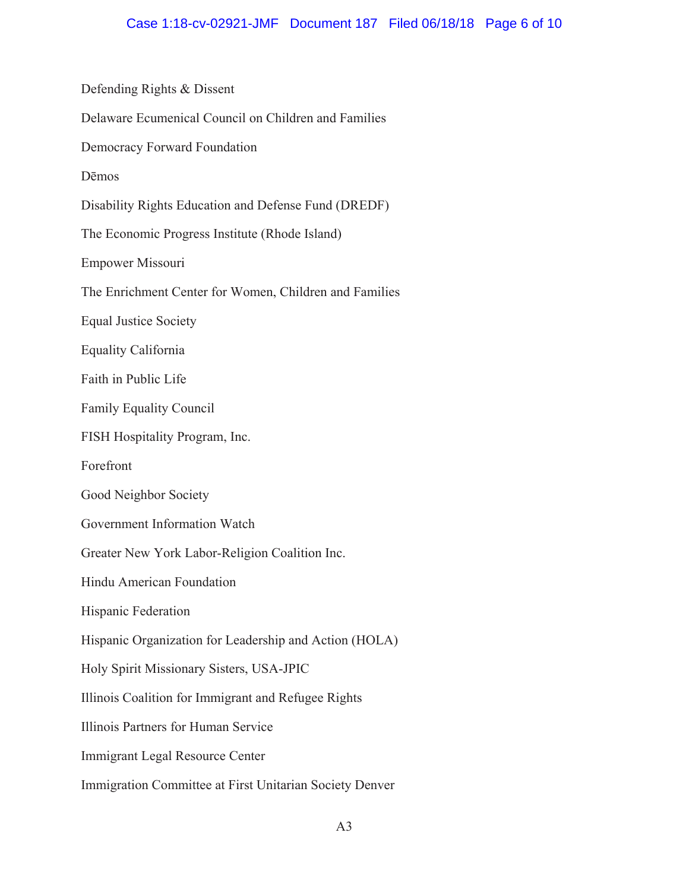Defending Rights & Dissent

Delaware Ecumenical Council on Children and Families

Democracy Forward Foundation

Dēmos

Disability Rights Education and Defense Fund (DREDF)

The Economic Progress Institute (Rhode Island)

Empower Missouri

The Enrichment Center for Women, Children and Families

Equal Justice Society

Equality California

Faith in Public Life

Family Equality Council

FISH Hospitality Program, Inc.

Forefront

Good Neighbor Society

Government Information Watch

Greater New York Labor-Religion Coalition Inc.

Hindu American Foundation

Hispanic Federation

Hispanic Organization for Leadership and Action (HOLA)

Holy Spirit Missionary Sisters, USA-JPIC

Illinois Coalition for Immigrant and Refugee Rights

Illinois Partners for Human Service

Immigrant Legal Resource Center

Immigration Committee at First Unitarian Society Denver

A3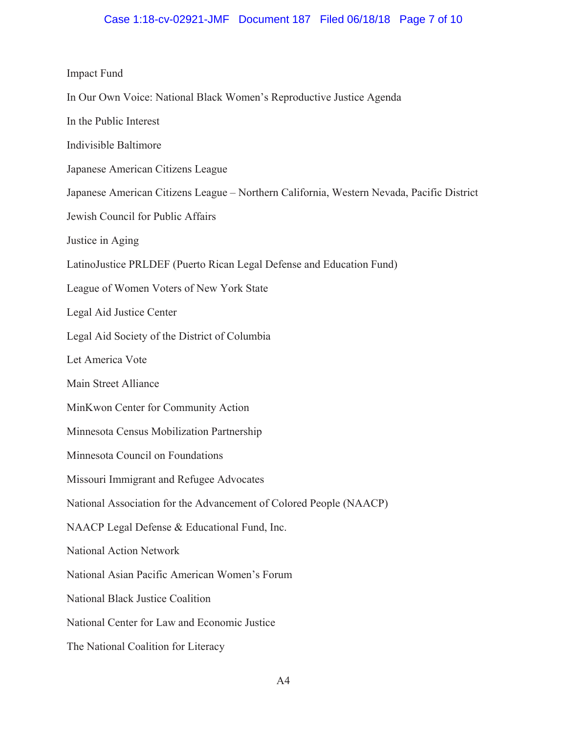Impact Fund

In Our Own Voice: National Black Women's Reproductive Justice Agenda

In the Public Interest

Indivisible Baltimore

Japanese American Citizens League

Japanese American Citizens League – Northern California, Western Nevada, Pacific District

Jewish Council for Public Affairs

Justice in Aging

LatinoJustice PRLDEF (Puerto Rican Legal Defense and Education Fund)

League of Women Voters of New York State

Legal Aid Justice Center

Legal Aid Society of the District of Columbia

Let America Vote

Main Street Alliance

MinKwon Center for Community Action

Minnesota Census Mobilization Partnership

Minnesota Council on Foundations

Missouri Immigrant and Refugee Advocates

National Association for the Advancement of Colored People (NAACP)

NAACP Legal Defense & Educational Fund, Inc.

National Action Network

National Asian Pacific American Women's Forum

National Black Justice Coalition

National Center for Law and Economic Justice

The National Coalition for Literacy

A4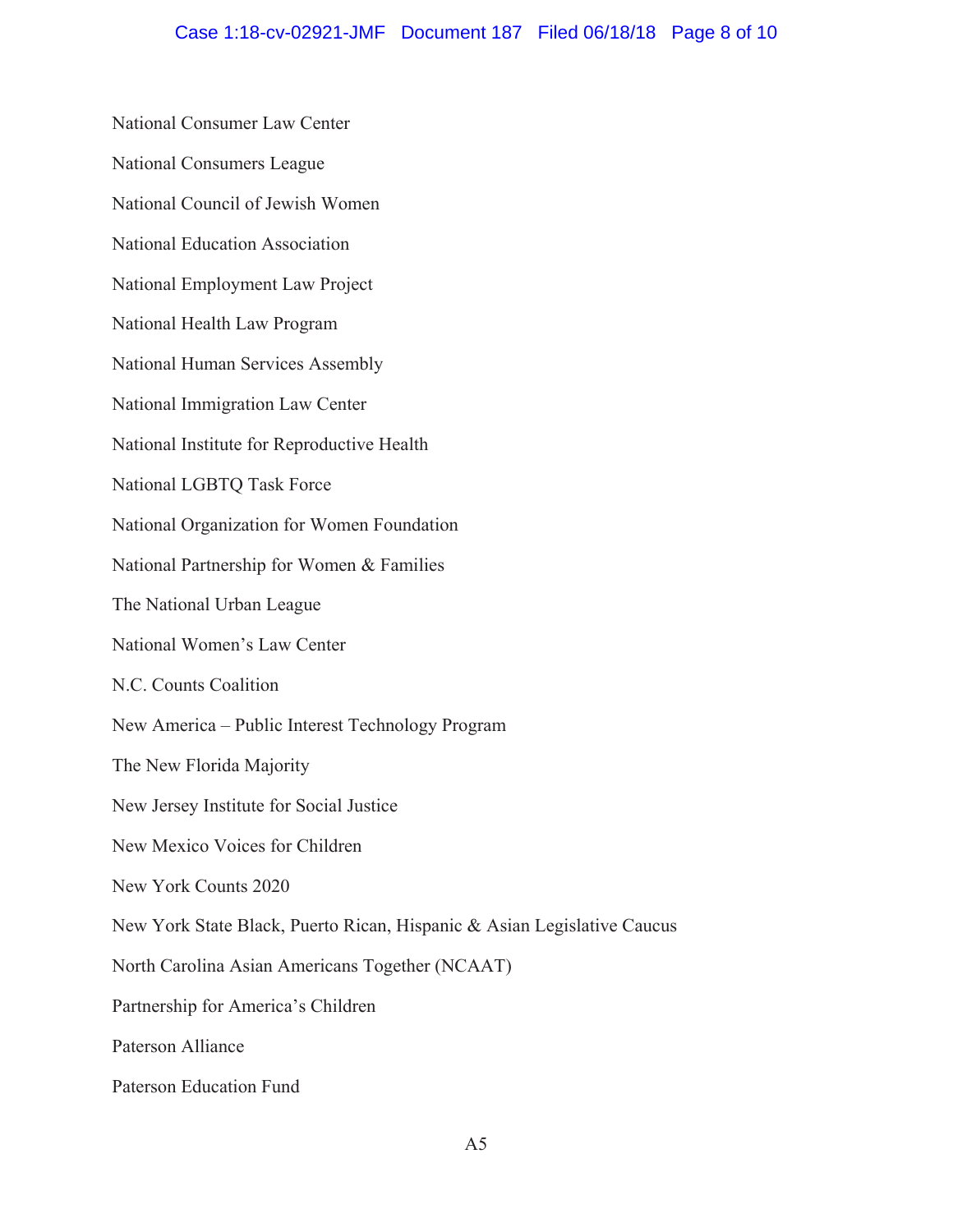National Consumer Law Center

National Consumers League

National Council of Jewish Women

National Education Association

National Employment Law Project

National Health Law Program

National Human Services Assembly

National Immigration Law Center

National Institute for Reproductive Health

National LGBTQ Task Force

National Organization for Women Foundation

National Partnership for Women & Families

The National Urban League

National Women's Law Center

N.C. Counts Coalition

New America – Public Interest Technology Program

The New Florida Majority

New Jersey Institute for Social Justice

New Mexico Voices for Children

New York Counts 2020

New York State Black, Puerto Rican, Hispanic & Asian Legislative Caucus

North Carolina Asian Americans Together (NCAAT)

Partnership for America's Children

Paterson Alliance

Paterson Education Fund

A5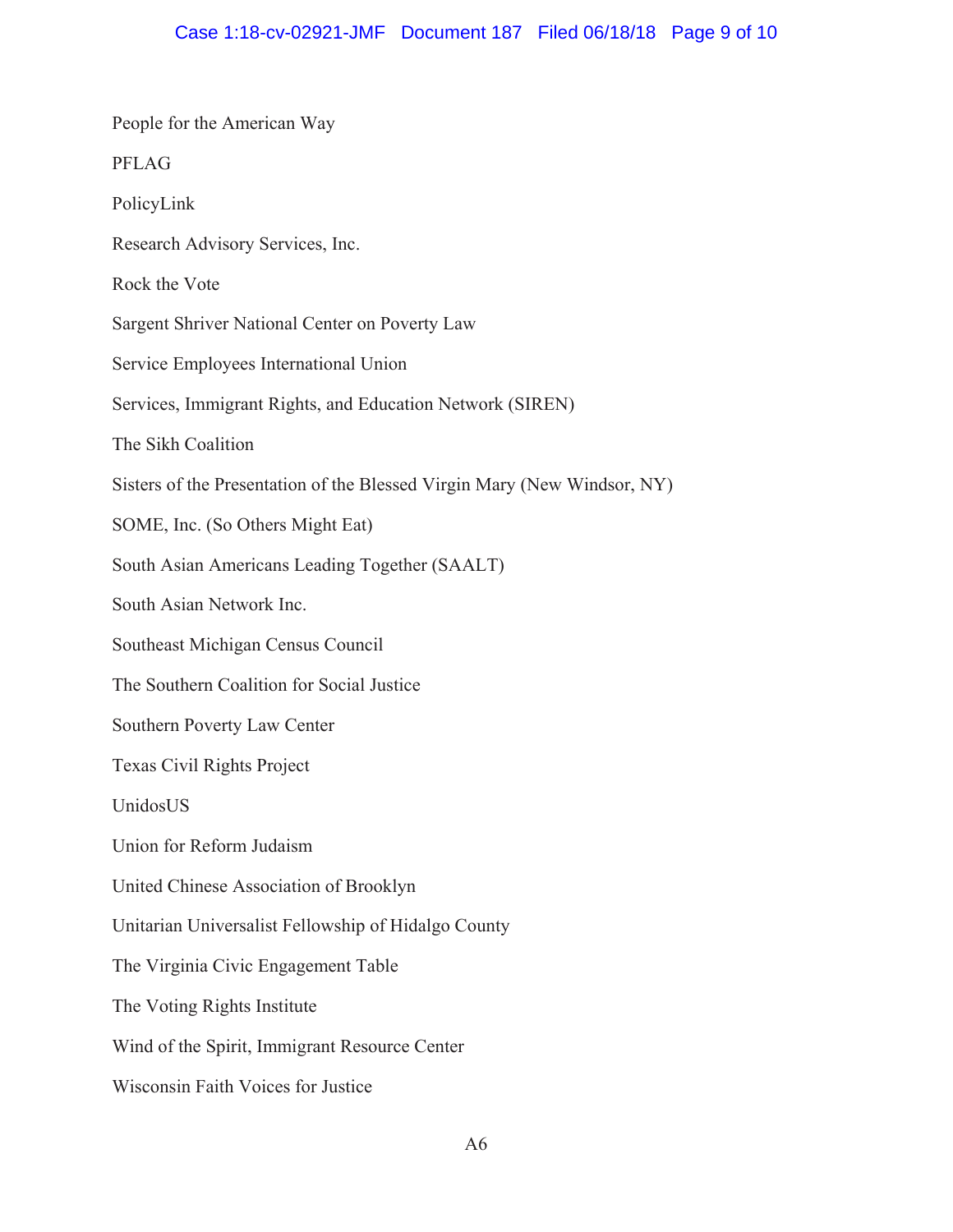People for the American Way

PFLAG

PolicyLink

Research Advisory Services, Inc.

Rock the Vote

Sargent Shriver National Center on Poverty Law

Service Employees International Union

Services, Immigrant Rights, and Education Network (SIREN)

The Sikh Coalition

Sisters of the Presentation of the Blessed Virgin Mary (New Windsor, NY)

SOME, Inc. (So Others Might Eat)

South Asian Americans Leading Together (SAALT)

South Asian Network Inc.

Southeast Michigan Census Council

The Southern Coalition for Social Justice

Southern Poverty Law Center

Texas Civil Rights Project

UnidosUS

Union for Reform Judaism

United Chinese Association of Brooklyn

Unitarian Universalist Fellowship of Hidalgo County

The Virginia Civic Engagement Table

The Voting Rights Institute

Wind of the Spirit, Immigrant Resource Center

Wisconsin Faith Voices for Justice

A6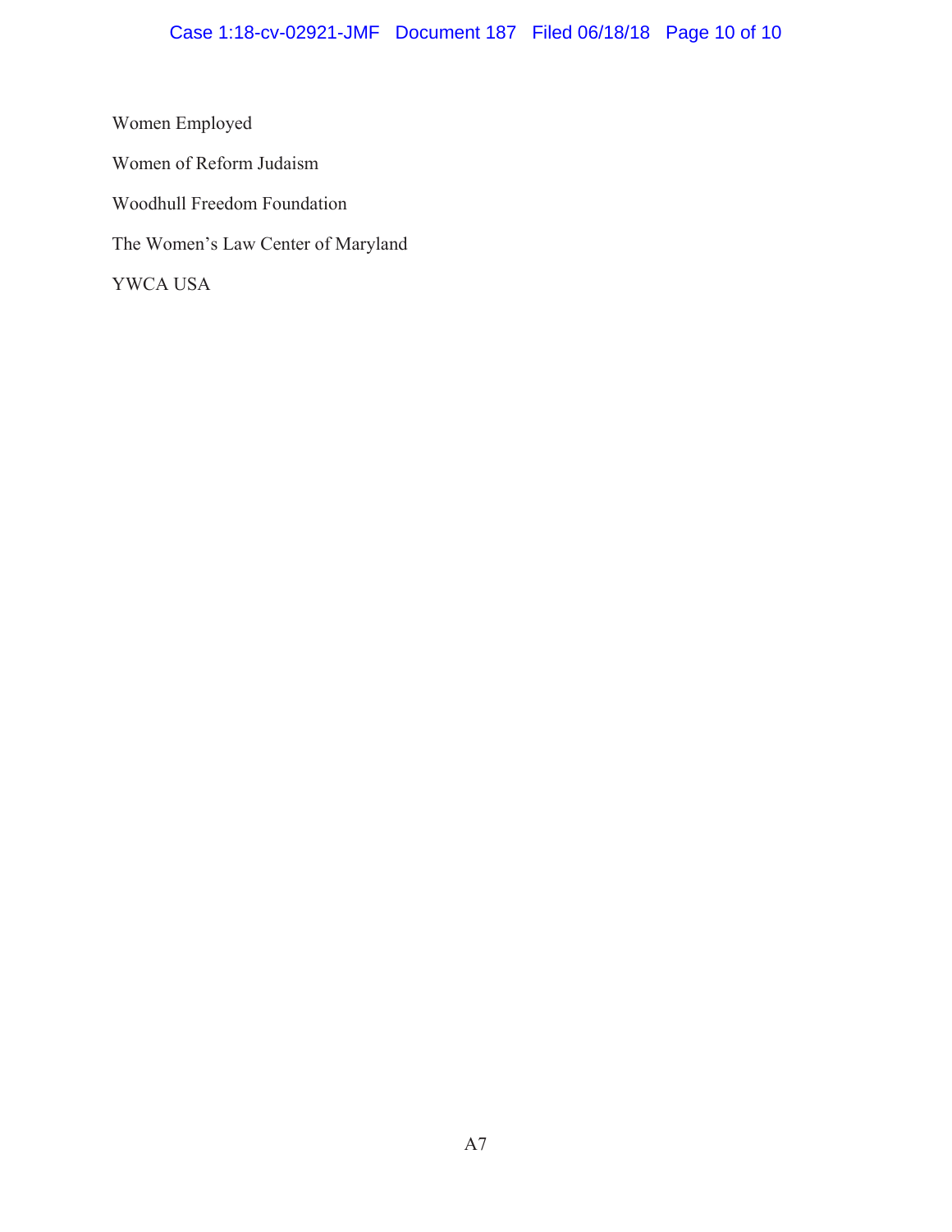Women Employed

Women of Reform Judaism

Woodhull Freedom Foundation

The Women's Law Center of Maryland

YWCA USA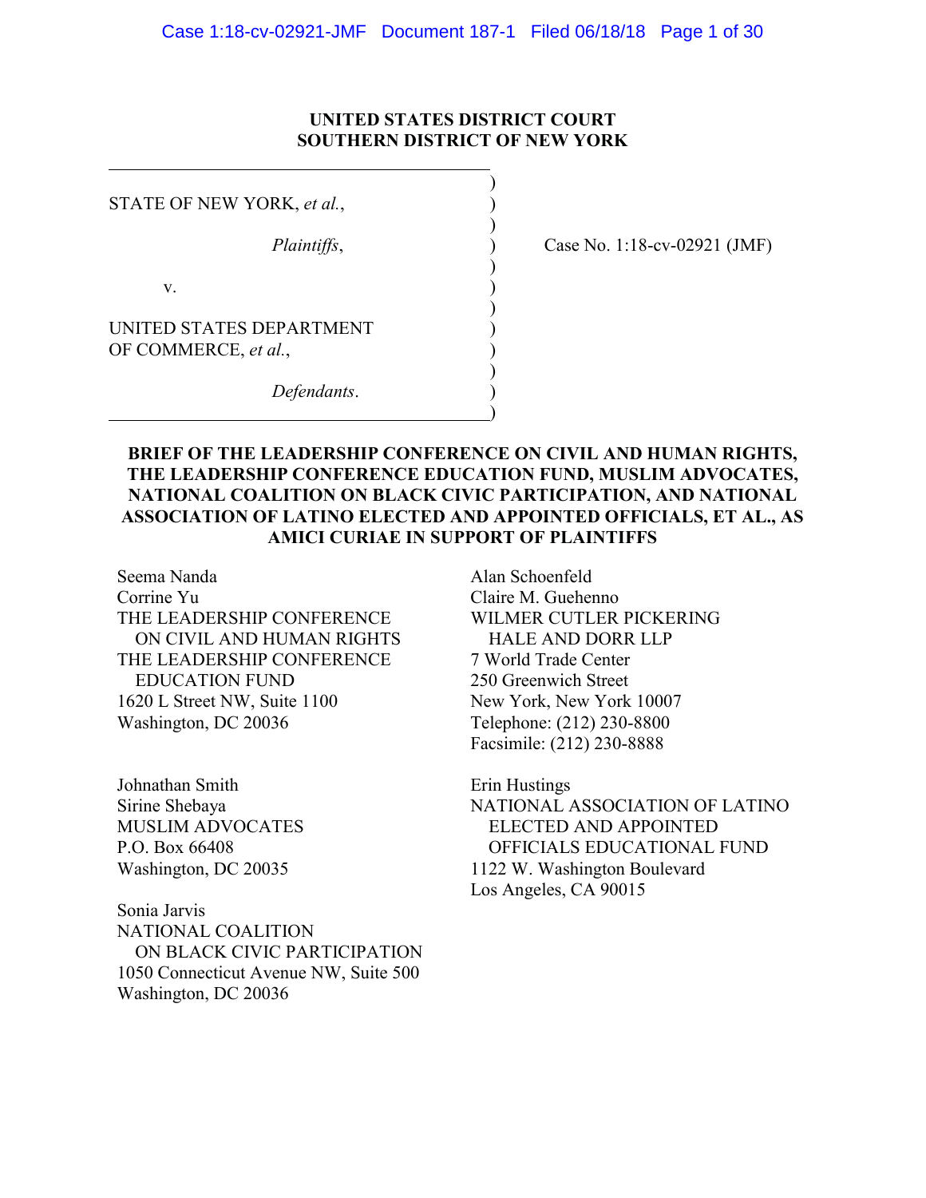**UNITED STATES DISTRICT COURT**
**SOUTHERN DISTRICT OF NEW YORK**

STATE OF NEW YORK, *et al.*,

*Plaintiffs*,

v.

UNITED STATES DEPARTMENT OF COMMERCE, *et al.*,

*Defendants*.

Case No. 1:18-cv-02921 (JMF)

**BRIEF OF THE LEADERSHIP CONFERENCE ON CIVIL AND HUMAN RIGHTS, THE LEADERSHIP CONFERENCE EDUCATION FUND, MUSLIM ADVOCATES, NATIONAL COALITION ON BLACK CIVIC PARTICIPATION, AND NATIONAL ASSOCIATION OF LATINO ELECTED AND APPOINTED OFFICIALS, ET AL., AS AMICI CURIAE IN SUPPORT OF PLAINTIFFS**

Seema Nanda
Corrine Yu
THE LEADERSHIP CONFERENCE ON CIVIL AND HUMAN RIGHTS
THE LEADERSHIP CONFERENCE EDUCATION FUND
1620 L Street NW, Suite 1100
Washington, DC 20036

Johnathan Smith
Sirine Shebaya
MUSLIM ADVOCATES
P.O. Box 66408
Washington, DC 20035

Sonia Jarvis
NATIONAL COALITION ON BLACK CIVIC PARTICIPATION
1050 Connecticut Avenue NW, Suite 500
Washington, DC 20036

Alan Schoenfeld
Claire M. Guehenno
WILMER CUTLER PICKERING HALE AND DORR LLP
7 World Trade Center
250 Greenwich Street
New York, New York 10007
Telephone: (212) 230-8800
Facsimile: (212) 230-8888

Erin Hustings
NATIONAL ASSOCIATION OF LATINO ELECTED AND APPOINTED OFFICIALS EDUCATIONAL FUND
1122 W. Washington Boulevard
Los Angeles, CA 90015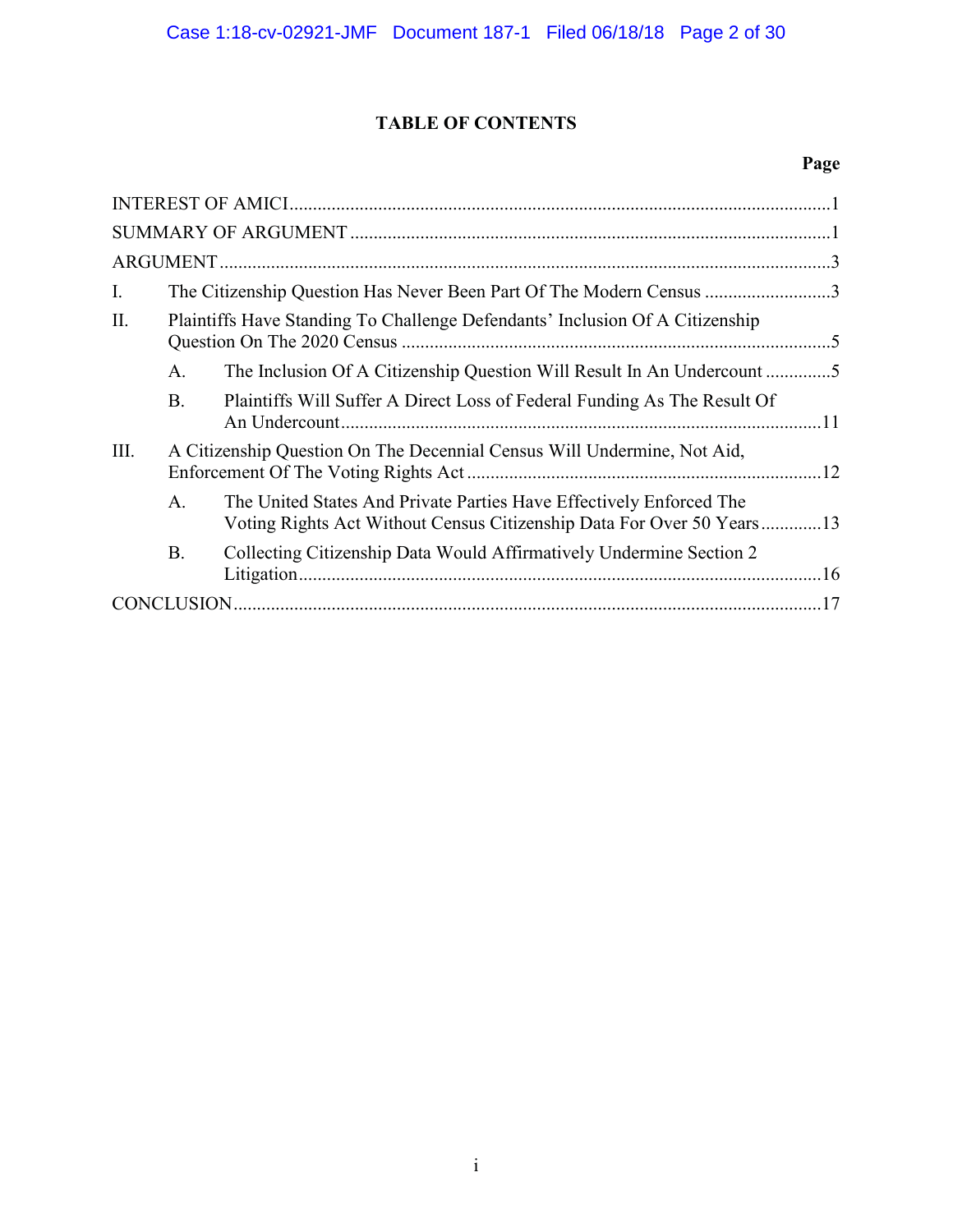# TABLE OF CONTENTS

| | | Page |
|---|---|---|
| INTEREST OF AMICI | | 1 |
| SUMMARY OF ARGUMENT | | 1 |
| ARGUMENT | | 3 |
| I. | The Citizenship Question Has Never Been Part Of The Modern Census | 3 |
| II. | Plaintiffs Have Standing To Challenge Defendants' Inclusion Of A Citizenship Question On The 2020 Census | 5 |
| | A. The Inclusion Of A Citizenship Question Will Result In An Undercount | 5 |
| | B. Plaintiffs Will Suffer A Direct Loss of Federal Funding As The Result Of An Undercount | 11 |
| III. | A Citizenship Question On The Decennial Census Will Undermine, Not Aid, Enforcement Of The Voting Rights Act | 12 |
| | A. The United States And Private Parties Have Effectively Enforced The Voting Rights Act Without Census Citizenship Data For Over 50 Years | 13 |
| | B. Collecting Citizenship Data Would Affirmatively Undermine Section 2 Litigation | 16 |
| CONCLUSION | | 17 |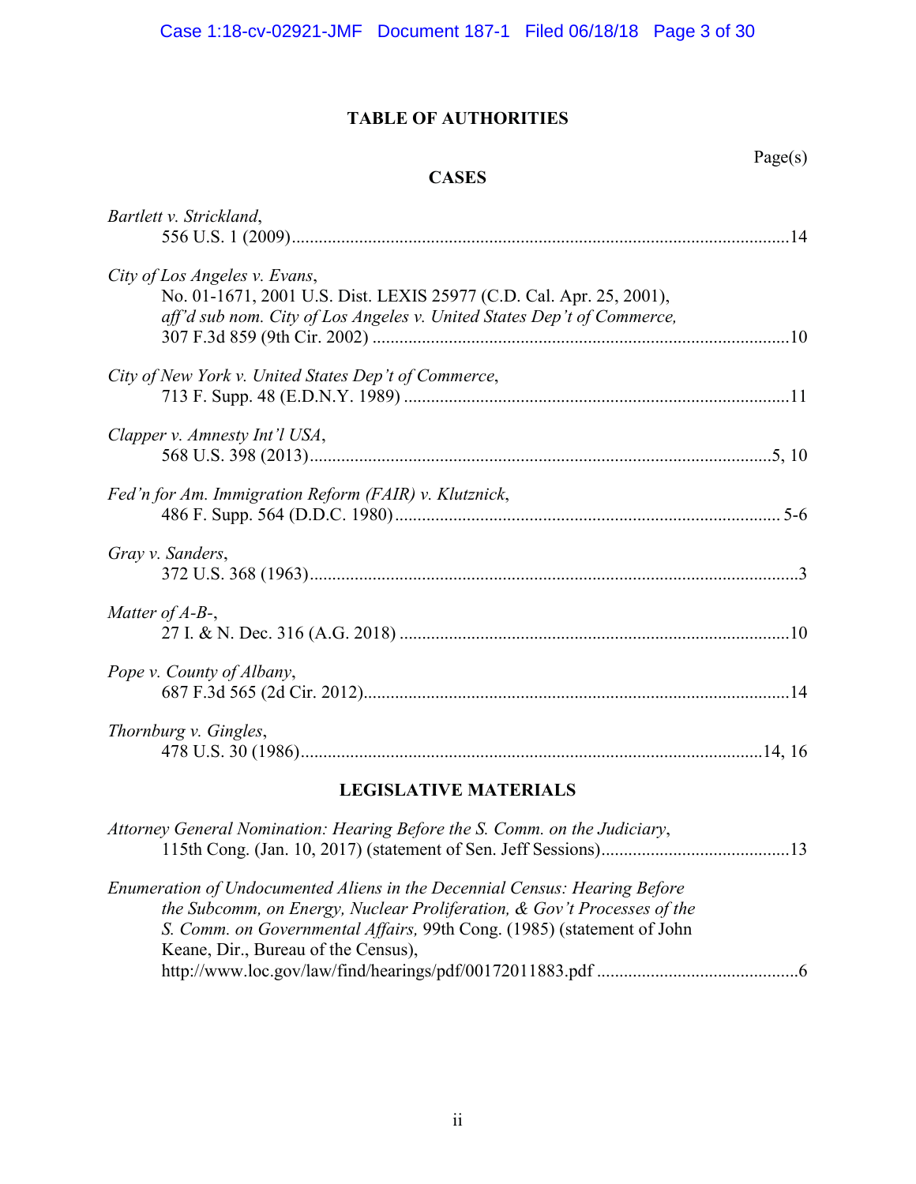# TABLE OF AUTHORITIES

Page(s)

## CASES

*Bartlett v. Strickland*,
556 U.S. 1 (2009)....................................................................................................14

*City of Los Angeles v. Evans*,
No. 01-1671, 2001 U.S. Dist. LEXIS 25977 (C.D. Cal. Apr. 25, 2001),
*aff'd sub nom. City of Los Angeles v. United States Dep't of Commerce,*
307 F.3d 859 (9th Cir. 2002) ..................................................................................10

*City of New York v. United States Dep't of Commerce*,
713 F. Supp. 48 (E.D.N.Y. 1989) ...........................................................................11

*Clapper v. Amnesty Int'l USA*,
568 U.S. 398 (2013)..............................................................................................5, 10

*Fed'n for Am. Immigration Reform (FAIR) v. Klutznick*,
486 F. Supp. 564 (D.D.C. 1980).......................................................................... 5-6

*Gray v. Sanders*,
372 U.S. 368 (1963)....................................................................................................3

*Matter of A-B-*,
27 I. & N. Dec. 316 (A.G. 2018) ............................................................................10

*Pope v. County of Albany*,
687 F.3d 565 (2d Cir. 2012)....................................................................................14

*Thornburg v. Gingles*,
478 U.S. 30 (1986)...............................................................................................14, 16

## LEGISLATIVE MATERIALS

*Attorney General Nomination: Hearing Before the S. Comm. on the Judiciary*,
115th Cong. (Jan. 10, 2017) (statement of Sen. Jeff Sessions)..........................................13

*Enumeration of Undocumented Aliens in the Decennial Census: Hearing Before the Subcomm, on Energy, Nuclear Proliferation, & Gov't Processes of the S. Comm. on Governmental Affairs,* 99th Cong. (1985) (statement of John Keane, Dir., Bureau of the Census),
http://www.loc.gov/law/find/hearings/pdf/00172011883.pdf ..............................................6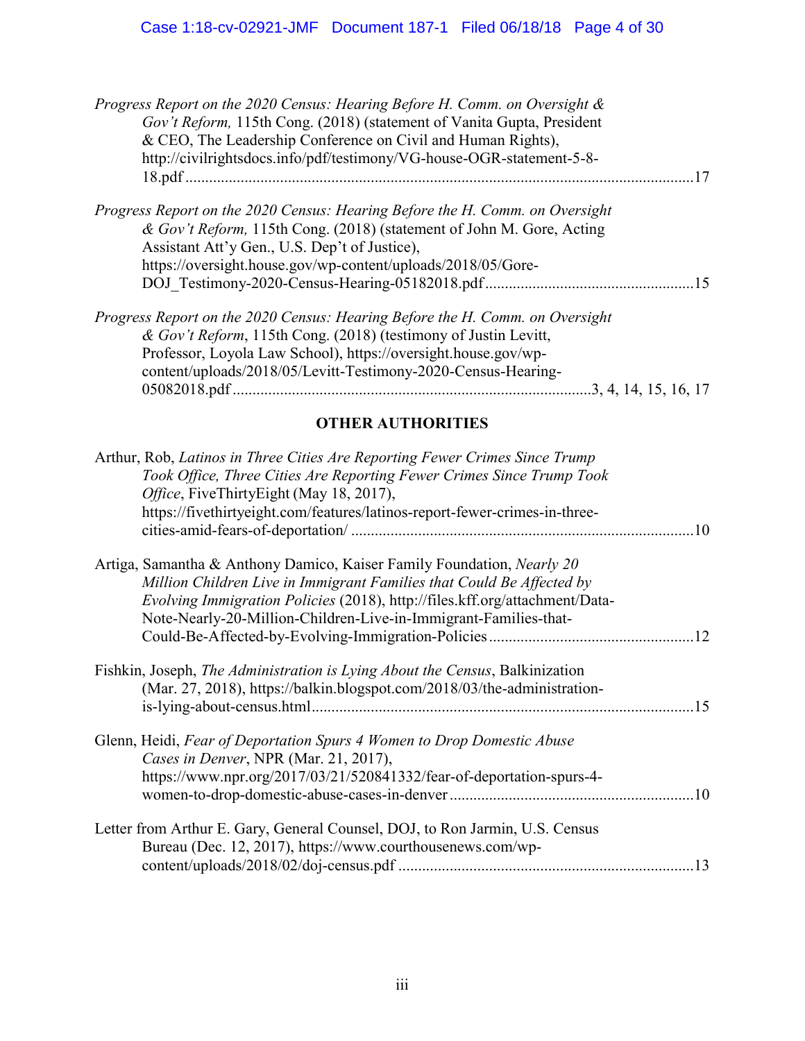*Progress Report on the 2020 Census: Hearing Before H. Comm. on Oversight & Gov't Reform,* 115th Cong. (2018) (statement of Vanita Gupta, President & CEO, The Leadership Conference on Civil and Human Rights), http://civilrightsdocs.info/pdf/testimony/VG-house-OGR-statement-5-8-18.pdf ....................17

*Progress Report on the 2020 Census: Hearing Before the H. Comm. on Oversight & Gov't Reform,* 115th Cong. (2018) (statement of John M. Gore, Acting Assistant Att'y Gen., U.S. Dep't of Justice), https://oversight.house.gov/wp-content/uploads/2018/05/Gore-DOJ_Testimony-2020-Census-Hearing-05182018.pdf ....................15

*Progress Report on the 2020 Census: Hearing Before the H. Comm. on Oversight & Gov't Reform*, 115th Cong. (2018) (testimony of Justin Levitt, Professor, Loyola Law School), https://oversight.house.gov/wp-content/uploads/2018/05/Levitt-Testimony-2020-Census-Hearing-05082018.pdf ....................3, 4, 14, 15, 16, 17

## OTHER AUTHORITIES

Arthur, Rob, *Latinos in Three Cities Are Reporting Fewer Crimes Since Trump Took Office, Three Cities Are Reporting Fewer Crimes Since Trump Took Office*, FiveThirtyEight (May 18, 2017), https://fivethirtyeight.com/features/latinos-report-fewer-crimes-in-three-cities-amid-fears-of-deportation/ ....................10

Artiga, Samantha & Anthony Damico, Kaiser Family Foundation, *Nearly 20 Million Children Live in Immigrant Families that Could Be Affected by Evolving Immigration Policies* (2018), http://files.kff.org/attachment/Data-Note-Nearly-20-Million-Children-Live-in-Immigrant-Families-that-Could-Be-Affected-by-Evolving-Immigration-Policies ....................12

Fishkin, Joseph, *The Administration is Lying About the Census*, Balkinization (Mar. 27, 2018), https://balkin.blogspot.com/2018/03/the-administration-is-lying-about-census.html ....................15

Glenn, Heidi, *Fear of Deportation Spurs 4 Women to Drop Domestic Abuse Cases in Denver*, NPR (Mar. 21, 2017), https://www.npr.org/2017/03/21/520841332/fear-of-deportation-spurs-4-women-to-drop-domestic-abuse-cases-in-denver ....................10

Letter from Arthur E. Gary, General Counsel, DOJ, to Ron Jarmin, U.S. Census Bureau (Dec. 12, 2017), https://www.courthousenews.com/wp-content/uploads/2018/02/doj-census.pdf ....................13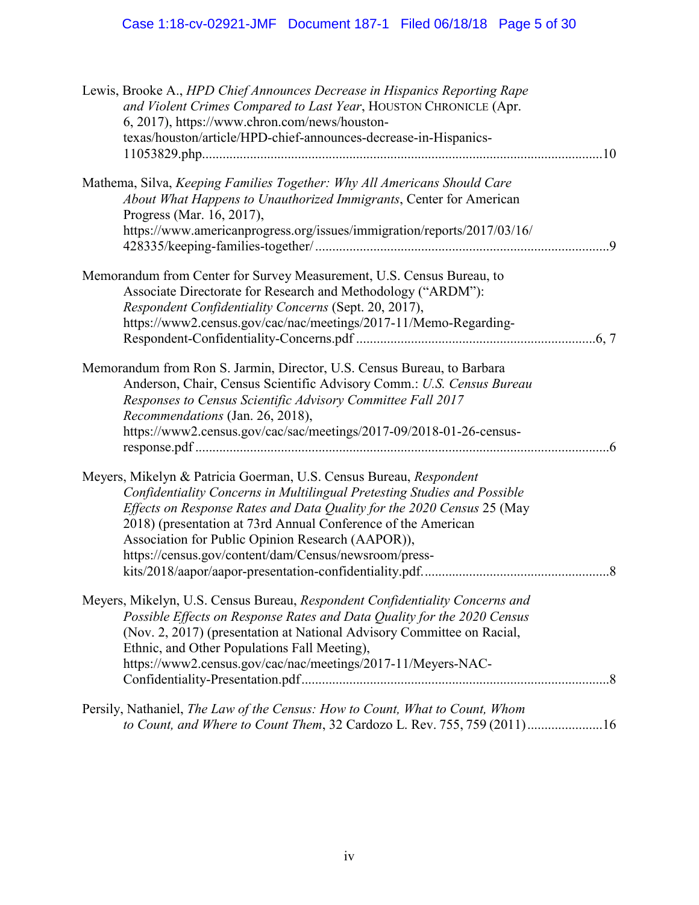Lewis, Brooke A., *HPD Chief Announces Decrease in Hispanics Reporting Rape and Violent Crimes Compared to Last Year*, HOUSTON CHRONICLE (Apr. 6, 2017), https://www.chron.com/news/houston-texas/houston/article/HPD-chief-announces-decrease-in-Hispanics-11053829.php....................................................................................................................10

Mathema, Silva, *Keeping Families Together: Why All Americans Should Care About What Happens to Unauthorized Immigrants*, Center for American Progress (Mar. 16, 2017), https://www.americanprogress.org/issues/immigration/reports/2017/03/16/428335/keeping-families-together/ .....................................................................................9

Memorandum from Center for Survey Measurement, U.S. Census Bureau, to Associate Directorate for Research and Methodology ("ARDM"): *Respondent Confidentiality Concerns* (Sept. 20, 2017), https://www2.census.gov/cac/nac/meetings/2017-11/Memo-Regarding-Respondent-Confidentiality-Concerns.pdf .....................................................................6, 7

Memorandum from Ron S. Jarmin, Director, U.S. Census Bureau, to Barbara Anderson, Chair, Census Scientific Advisory Comm.: *U.S. Census Bureau Responses to Census Scientific Advisory Committee Fall 2017 Recommendations* (Jan. 26, 2018), https://www2.census.gov/cac/sac/meetings/2017-09/2018-01-26-census-response.pdf .......................................................................................................................6

Meyers, Mikelyn & Patricia Goerman, U.S. Census Bureau, *Respondent Confidentiality Concerns in Multilingual Pretesting Studies and Possible Effects on Response Rates and Data Quality for the 2020 Census* 25 (May 2018) (presentation at 73rd Annual Conference of the American Association for Public Opinion Research (AAPOR)), https://census.gov/content/dam/Census/newsroom/press-kits/2018/aapor/aapor-presentation-confidentiality.pdf.......................................................8

Meyers, Mikelyn, U.S. Census Bureau, *Respondent Confidentiality Concerns and Possible Effects on Response Rates and Data Quality for the 2020 Census* (Nov. 2, 2017) (presentation at National Advisory Committee on Racial, Ethnic, and Other Populations Fall Meeting), https://www2.census.gov/cac/nac/meetings/2017-11/Meyers-NAC-Confidentiality-Presentation.pdf.........................................................................................8

Persily, Nathaniel, *The Law of the Census: How to Count, What to Count, Whom to Count, and Where to Count Them*, 32 Cardozo L. Rev. 755, 759 (2011) ......................16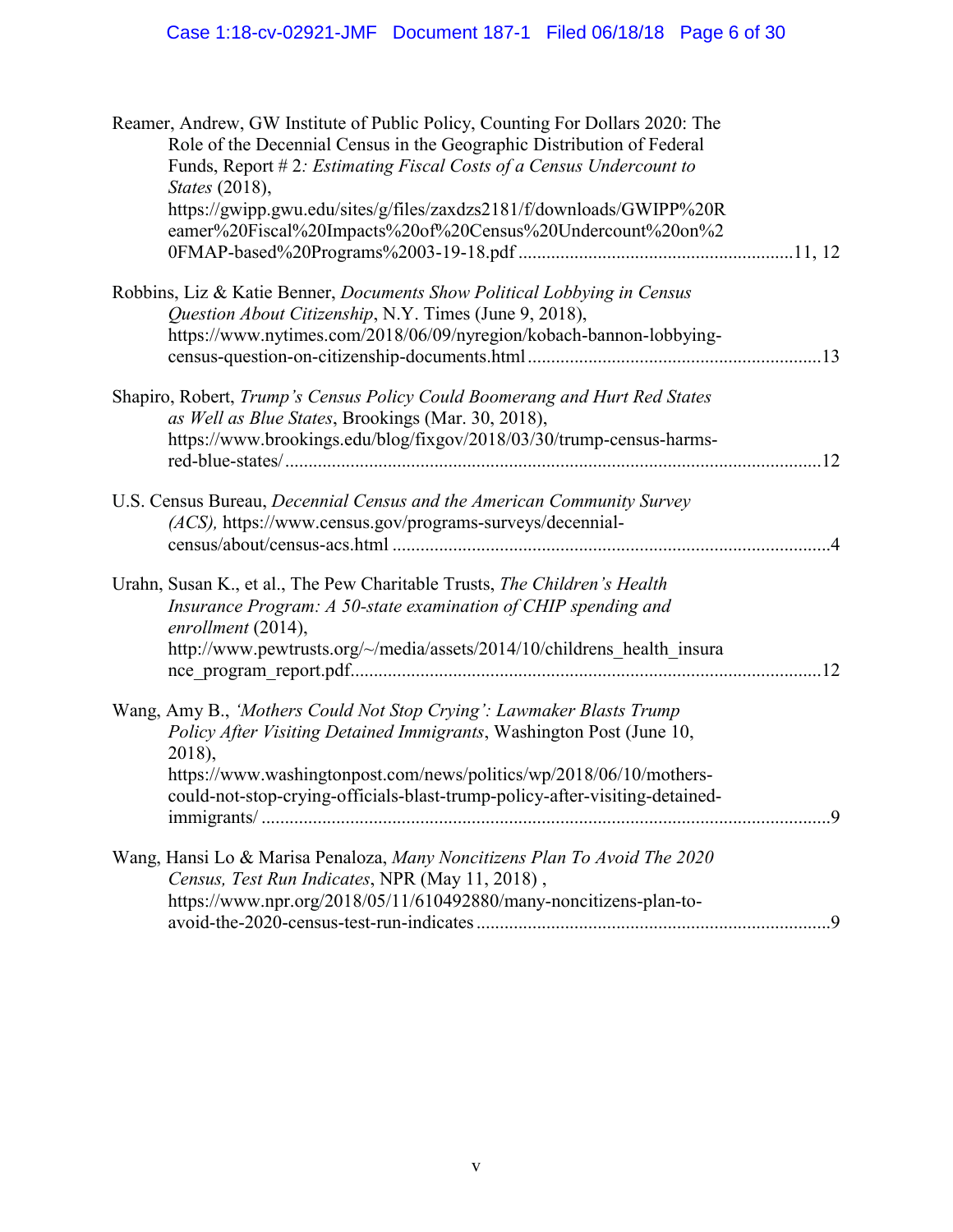Reamer, Andrew, GW Institute of Public Policy, Counting For Dollars 2020: The Role of the Decennial Census in the Geographic Distribution of Federal Funds, Report # 2*: Estimating Fiscal Costs of a Census Undercount to States* (2018), https://gwipp.gwu.edu/sites/g/files/zaxdzs2181/f/downloads/GWIPP%20Reamer%20Fiscal%20Impacts%20of%20Census%20Undercount%20on%20FMAP-based%20Programs%2003-19-18.pdf ........................................................11, 12

Robbins, Liz & Katie Benner, *Documents Show Political Lobbying in Census Question About Citizenship*, N.Y. Times (June 9, 2018), https://www.nytimes.com/2018/06/09/nyregion/kobach-bannon-lobbying-census-question-on-citizenship-documents.html ............................................................13

Shapiro, Robert, *Trump's Census Policy Could Boomerang and Hurt Red States as Well as Blue States*, Brookings (Mar. 30, 2018), https://www.brookings.edu/blog/fixgov/2018/03/30/trump-census-harms-red-blue-states/ ..................................................................................................12

U.S. Census Bureau, *Decennial Census and the American Community Survey (ACS),* https://www.census.gov/programs-surveys/decennial-census/about/census-acs.html ..........................................................................................4

Urahn, Susan K., et al., The Pew Charitable Trusts, *The Children's Health Insurance Program: A 50-state examination of CHIP spending and enrollment* (2014), http://www.pewtrusts.org/~/media/assets/2014/10/childrens_health_insurance_program_report.pdf....................................................................................................12

Wang, Amy B., *'Mothers Could Not Stop Crying': Lawmaker Blasts Trump Policy After Visiting Detained Immigrants*, Washington Post (June 10, 2018), https://www.washingtonpost.com/news/politics/wp/2018/06/10/mothers-could-not-stop-crying-officials-blast-trump-policy-after-visiting-detained-immigrants/ ........................................................................................................................9

Wang, Hansi Lo & Marisa Penaloza, *Many Noncitizens Plan To Avoid The 2020 Census, Test Run Indicates*, NPR (May 11, 2018) , https://www.npr.org/2018/05/11/610492880/many-noncitizens-plan-to-avoid-the-2020-census-test-run-indicates ...........................................................................9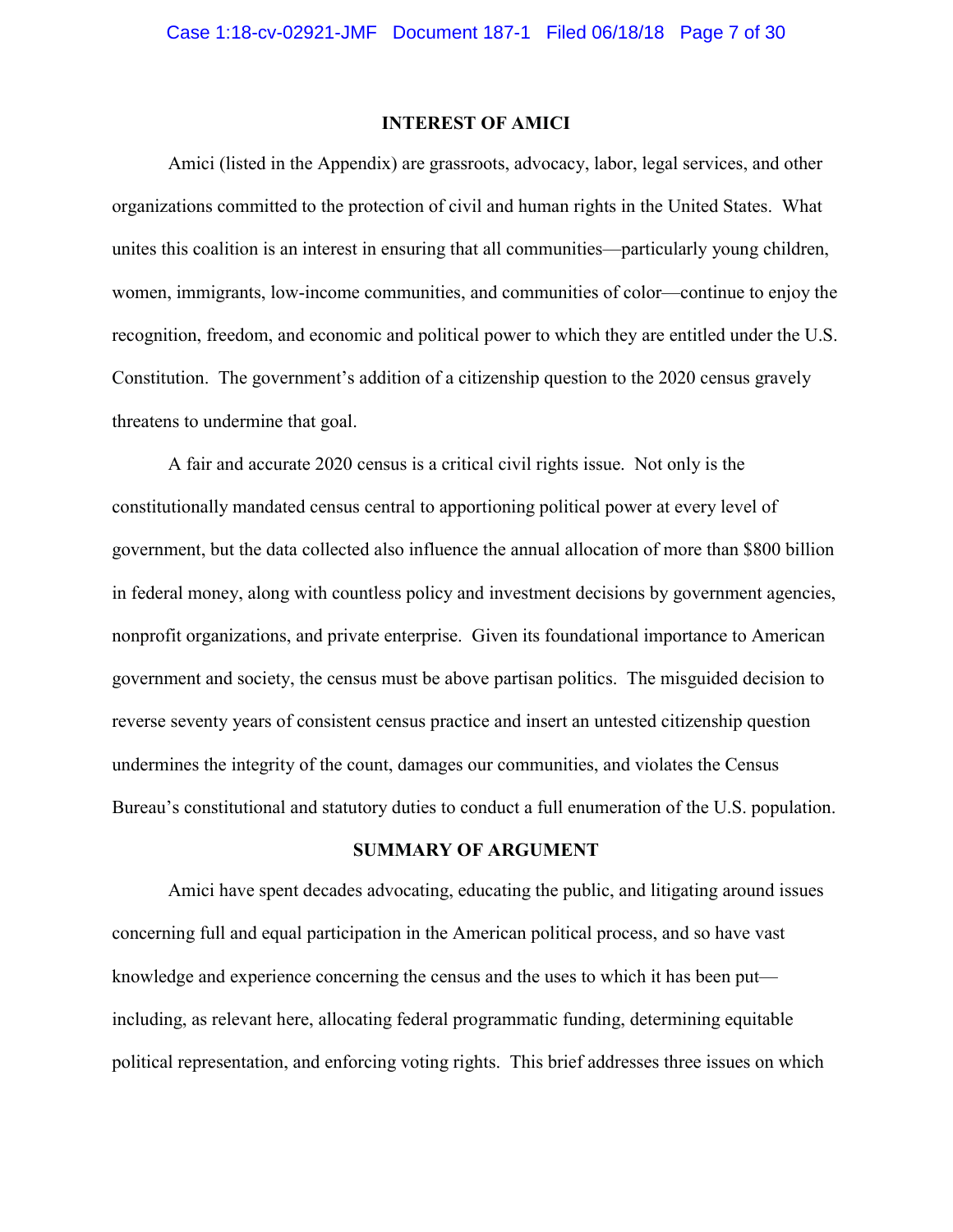## INTEREST OF AMICI

Amici (listed in the Appendix) are grassroots, advocacy, labor, legal services, and other organizations committed to the protection of civil and human rights in the United States. What unites this coalition is an interest in ensuring that all communities—particularly young children, women, immigrants, low-income communities, and communities of color—continue to enjoy the recognition, freedom, and economic and political power to which they are entitled under the U.S. Constitution. The government's addition of a citizenship question to the 2020 census gravely threatens to undermine that goal.

A fair and accurate 2020 census is a critical civil rights issue. Not only is the constitutionally mandated census central to apportioning political power at every level of government, but the data collected also influence the annual allocation of more than $800 billion in federal money, along with countless policy and investment decisions by government agencies, nonprofit organizations, and private enterprise. Given its foundational importance to American government and society, the census must be above partisan politics. The misguided decision to reverse seventy years of consistent census practice and insert an untested citizenship question undermines the integrity of the count, damages our communities, and violates the Census Bureau's constitutional and statutory duties to conduct a full enumeration of the U.S. population.

## SUMMARY OF ARGUMENT

Amici have spent decades advocating, educating the public, and litigating around issues concerning full and equal participation in the American political process, and so have vast knowledge and experience concerning the census and the uses to which it has been put—including, as relevant here, allocating federal programmatic funding, determining equitable political representation, and enforcing voting rights. This brief addresses three issues on which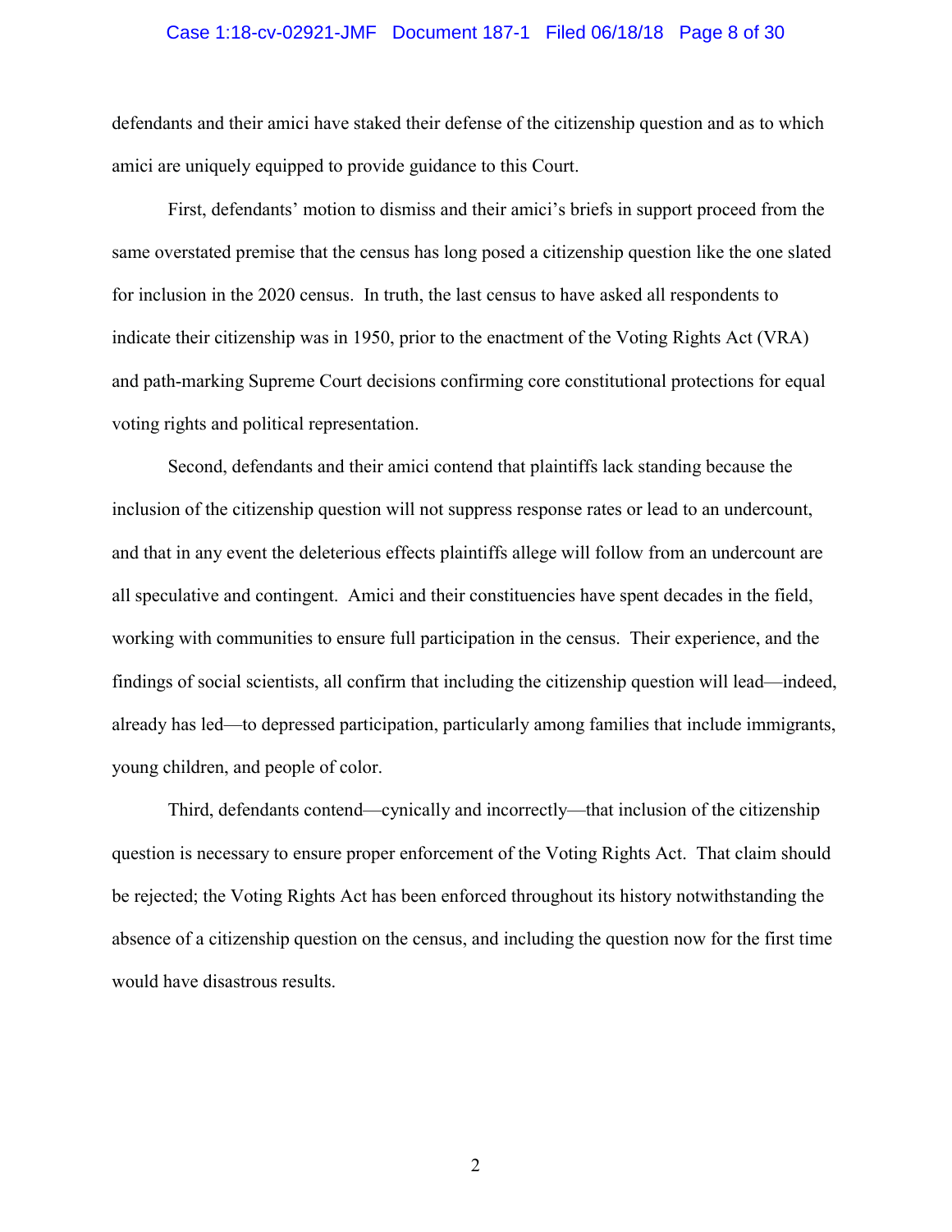defendants and their amici have staked their defense of the citizenship question and as to which amici are uniquely equipped to provide guidance to this Court.

First, defendants' motion to dismiss and their amici's briefs in support proceed from the same overstated premise that the census has long posed a citizenship question like the one slated for inclusion in the 2020 census. In truth, the last census to have asked all respondents to indicate their citizenship was in 1950, prior to the enactment of the Voting Rights Act (VRA) and path-marking Supreme Court decisions confirming core constitutional protections for equal voting rights and political representation.

Second, defendants and their amici contend that plaintiffs lack standing because the inclusion of the citizenship question will not suppress response rates or lead to an undercount, and that in any event the deleterious effects plaintiffs allege will follow from an undercount are all speculative and contingent. Amici and their constituencies have spent decades in the field, working with communities to ensure full participation in the census. Their experience, and the findings of social scientists, all confirm that including the citizenship question will lead—indeed, already has led—to depressed participation, particularly among families that include immigrants, young children, and people of color.

Third, defendants contend—cynically and incorrectly—that inclusion of the citizenship question is necessary to ensure proper enforcement of the Voting Rights Act. That claim should be rejected; the Voting Rights Act has been enforced throughout its history notwithstanding the absence of a citizenship question on the census, and including the question now for the first time would have disastrous results.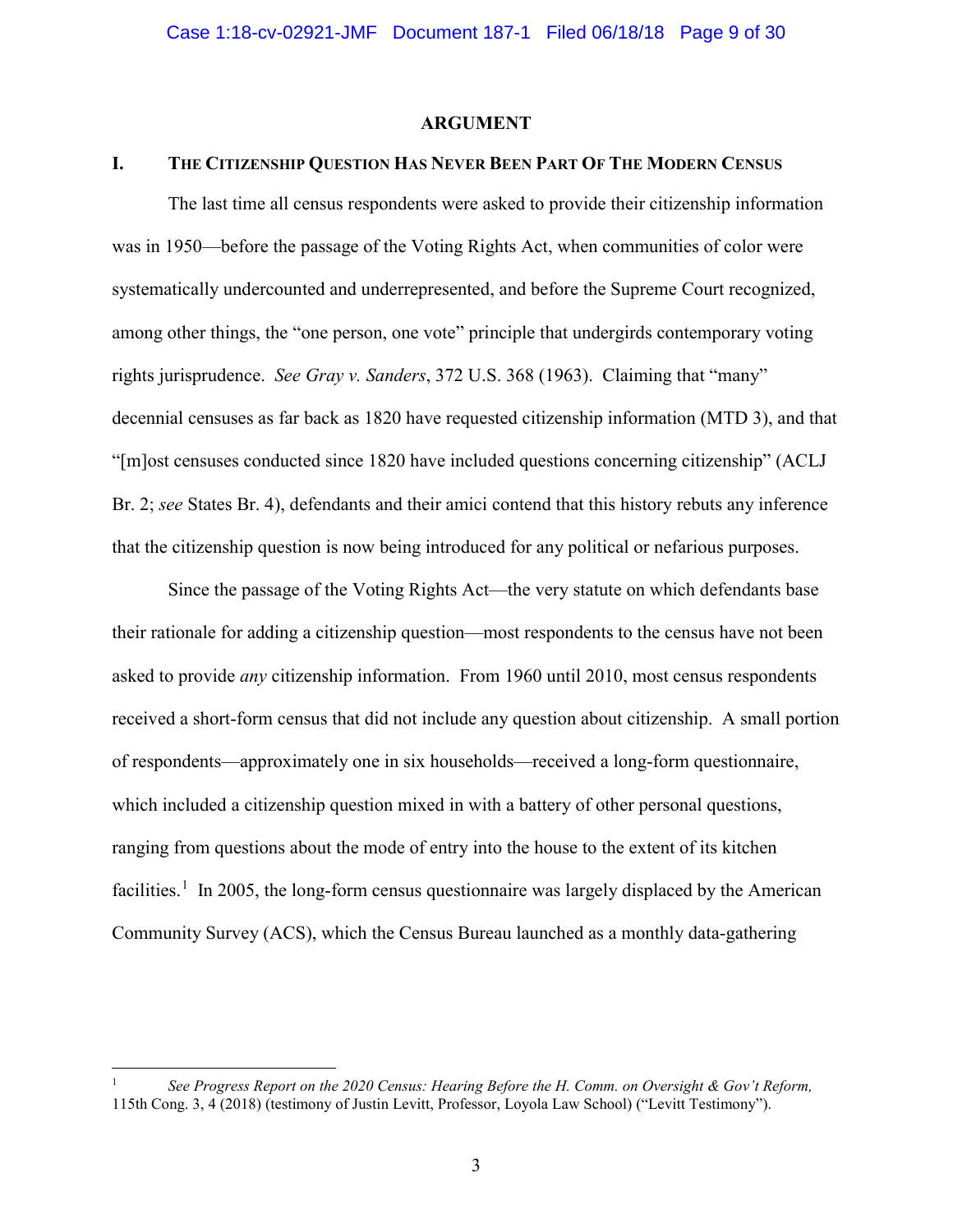## ARGUMENT

### I. THE CITIZENSHIP QUESTION HAS NEVER BEEN PART OF THE MODERN CENSUS

The last time all census respondents were asked to provide their citizenship information was in 1950—before the passage of the Voting Rights Act, when communities of color were systematically undercounted and underrepresented, and before the Supreme Court recognized, among other things, the "one person, one vote" principle that undergirds contemporary voting rights jurisprudence. *See Gray v. Sanders*, 372 U.S. 368 (1963). Claiming that "many" decennial censuses as far back as 1820 have requested citizenship information (MTD 3), and that "[m]ost censuses conducted since 1820 have included questions concerning citizenship" (ACLJ Br. 2; *see* States Br. 4), defendants and their amici contend that this history rebuts any inference that the citizenship question is now being introduced for any political or nefarious purposes.

Since the passage of the Voting Rights Act—the very statute on which defendants base their rationale for adding a citizenship question—most respondents to the census have not been asked to provide *any* citizenship information. From 1960 until 2010, most census respondents received a short-form census that did not include any question about citizenship. A small portion of respondents—approximately one in six households—received a long-form questionnaire, which included a citizenship question mixed in with a battery of other personal questions, ranging from questions about the mode of entry into the house to the extent of its kitchen facilities.[1] In 2005, the long-form census questionnaire was largely displaced by the American Community Survey (ACS), which the Census Bureau launched as a monthly data-gathering

---

[1] *See Progress Report on the 2020 Census: Hearing Before the H. Comm. on Oversight & Gov't Reform,* 115th Cong. 3, 4 (2018) (testimony of Justin Levitt, Professor, Loyola Law School) ("Levitt Testimony").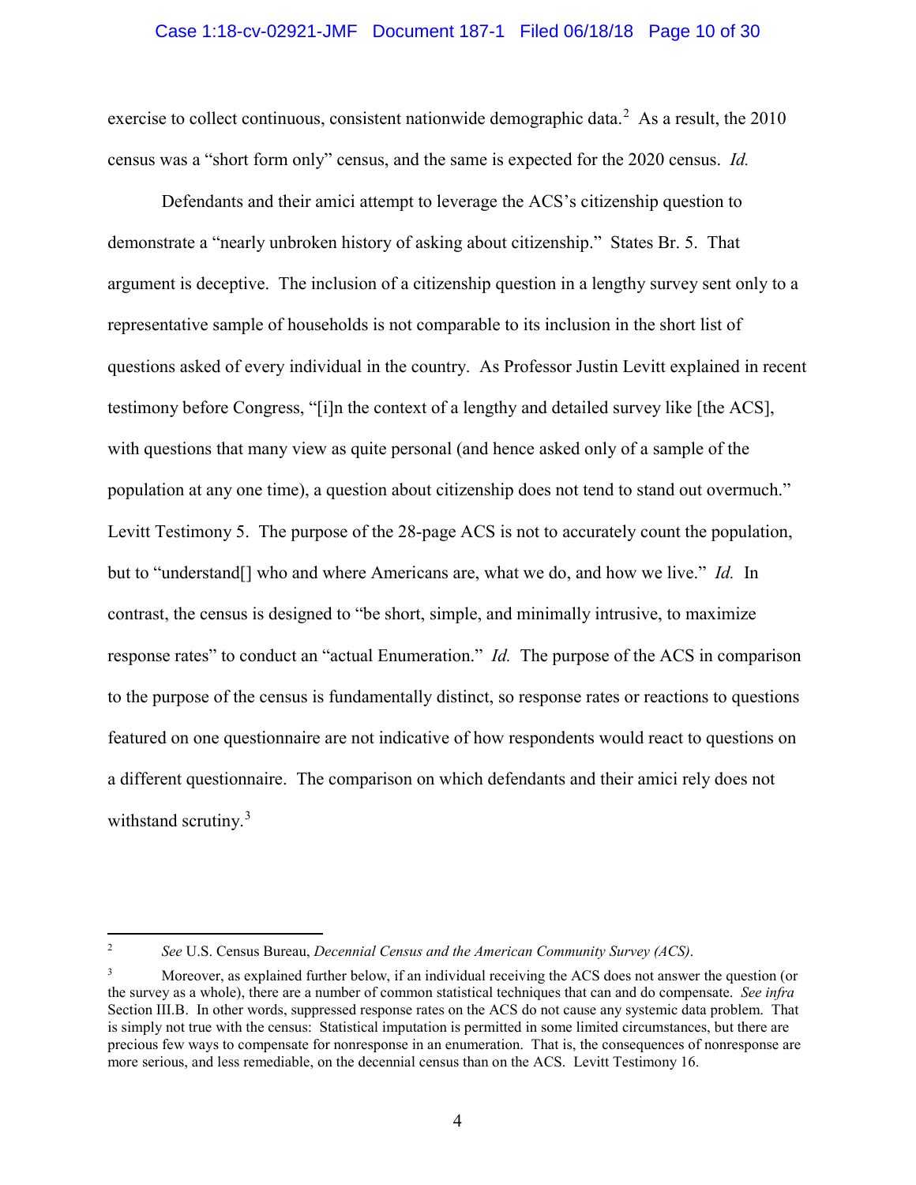exercise to collect continuous, consistent nationwide demographic data.[2] As a result, the 2010 census was a "short form only" census, and the same is expected for the 2020 census. *Id.*

Defendants and their amici attempt to leverage the ACS's citizenship question to demonstrate a "nearly unbroken history of asking about citizenship." States Br. 5. That argument is deceptive. The inclusion of a citizenship question in a lengthy survey sent only to a representative sample of households is not comparable to its inclusion in the short list of questions asked of every individual in the country. As Professor Justin Levitt explained in recent testimony before Congress, "[i]n the context of a lengthy and detailed survey like [the ACS], with questions that many view as quite personal (and hence asked only of a sample of the population at any one time), a question about citizenship does not tend to stand out overmuch." Levitt Testimony 5. The purpose of the 28-page ACS is not to accurately count the population, but to "understand[] who and where Americans are, what we do, and how we live." *Id.* In contrast, the census is designed to "be short, simple, and minimally intrusive, to maximize response rates" to conduct an "actual Enumeration." *Id.* The purpose of the ACS in comparison to the purpose of the census is fundamentally distinct, so response rates or reactions to questions featured on one questionnaire are not indicative of how respondents would react to questions on a different questionnaire. The comparison on which defendants and their amici rely does not withstand scrutiny.[3]

---

[2] *See* U.S. Census Bureau, *Decennial Census and the American Community Survey (ACS)*.

[3] Moreover, as explained further below, if an individual receiving the ACS does not answer the question (or the survey as a whole), there are a number of common statistical techniques that can and do compensate. *See infra* Section III.B. In other words, suppressed response rates on the ACS do not cause any systemic data problem. That is simply not true with the census: Statistical imputation is permitted in some limited circumstances, but there are precious few ways to compensate for nonresponse in an enumeration. That is, the consequences of nonresponse are more serious, and less remediable, on the decennial census than on the ACS. Levitt Testimony 16.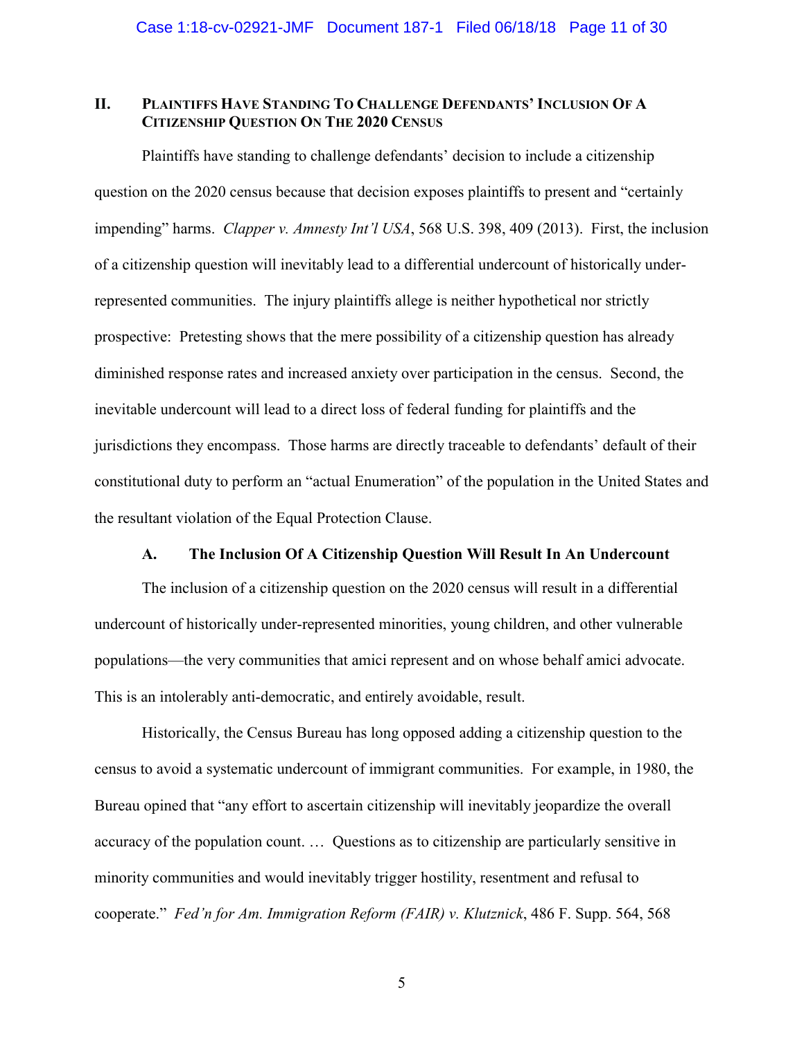## II. Plaintiffs Have Standing To Challenge Defendants' Inclusion Of A Citizenship Question On The 2020 Census

Plaintiffs have standing to challenge defendants' decision to include a citizenship question on the 2020 census because that decision exposes plaintiffs to present and "certainly impending" harms. *Clapper v. Amnesty Int'l USA*, 568 U.S. 398, 409 (2013). First, the inclusion of a citizenship question will inevitably lead to a differential undercount of historically under-represented communities. The injury plaintiffs allege is neither hypothetical nor strictly prospective: Pretesting shows that the mere possibility of a citizenship question has already diminished response rates and increased anxiety over participation in the census. Second, the inevitable undercount will lead to a direct loss of federal funding for plaintiffs and the jurisdictions they encompass. Those harms are directly traceable to defendants' default of their constitutional duty to perform an "actual Enumeration" of the population in the United States and the resultant violation of the Equal Protection Clause.

### A. The Inclusion Of A Citizenship Question Will Result In An Undercount

The inclusion of a citizenship question on the 2020 census will result in a differential undercount of historically under-represented minorities, young children, and other vulnerable populations—the very communities that amici represent and on whose behalf amici advocate. This is an intolerably anti-democratic, and entirely avoidable, result.

Historically, the Census Bureau has long opposed adding a citizenship question to the census to avoid a systematic undercount of immigrant communities. For example, in 1980, the Bureau opined that "any effort to ascertain citizenship will inevitably jeopardize the overall accuracy of the population count. … Questions as to citizenship are particularly sensitive in minority communities and would inevitably trigger hostility, resentment and refusal to cooperate." *Fed'n for Am. Immigration Reform (FAIR) v. Klutznick*, 486 F. Supp. 564, 568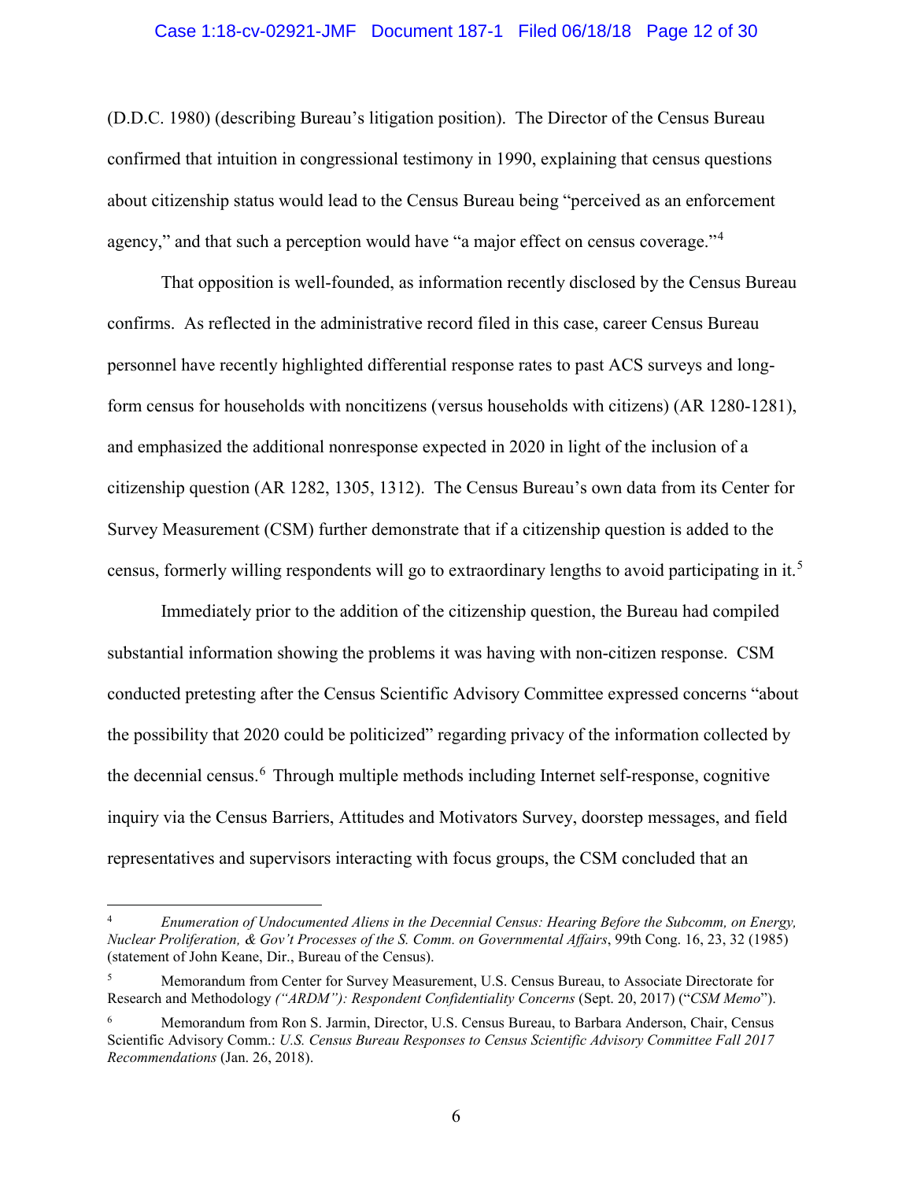(D.D.C. 1980) (describing Bureau's litigation position). The Director of the Census Bureau confirmed that intuition in congressional testimony in 1990, explaining that census questions about citizenship status would lead to the Census Bureau being "perceived as an enforcement agency," and that such a perception would have "a major effect on census coverage."[4]

That opposition is well-founded, as information recently disclosed by the Census Bureau confirms. As reflected in the administrative record filed in this case, career Census Bureau personnel have recently highlighted differential response rates to past ACS surveys and long-form census for households with noncitizens (versus households with citizens) (AR 1280-1281), and emphasized the additional nonresponse expected in 2020 in light of the inclusion of a citizenship question (AR 1282, 1305, 1312). The Census Bureau's own data from its Center for Survey Measurement (CSM) further demonstrate that if a citizenship question is added to the census, formerly willing respondents will go to extraordinary lengths to avoid participating in it.[5]

Immediately prior to the addition of the citizenship question, the Bureau had compiled substantial information showing the problems it was having with non-citizen response. CSM conducted pretesting after the Census Scientific Advisory Committee expressed concerns "about the possibility that 2020 could be politicized" regarding privacy of the information collected by the decennial census.[6] Through multiple methods including Internet self-response, cognitive inquiry via the Census Barriers, Attitudes and Motivators Survey, doorstep messages, and field representatives and supervisors interacting with focus groups, the CSM concluded that an

---

[4] *Enumeration of Undocumented Aliens in the Decennial Census: Hearing Before the Subcomm, on Energy, Nuclear Proliferation, & Gov't Processes of the S. Comm. on Governmental Affairs*, 99th Cong. 16, 23, 32 (1985) (statement of John Keane, Dir., Bureau of the Census).

[5] Memorandum from Center for Survey Measurement, U.S. Census Bureau, to Associate Directorate for Research and Methodology *("ARDM"): Respondent Confidentiality Concerns* (Sept. 20, 2017) ("*CSM Memo*").

[6] Memorandum from Ron S. Jarmin, Director, U.S. Census Bureau, to Barbara Anderson, Chair, Census Scientific Advisory Comm.: *U.S. Census Bureau Responses to Census Scientific Advisory Committee Fall 2017 Recommendations* (Jan. 26, 2018).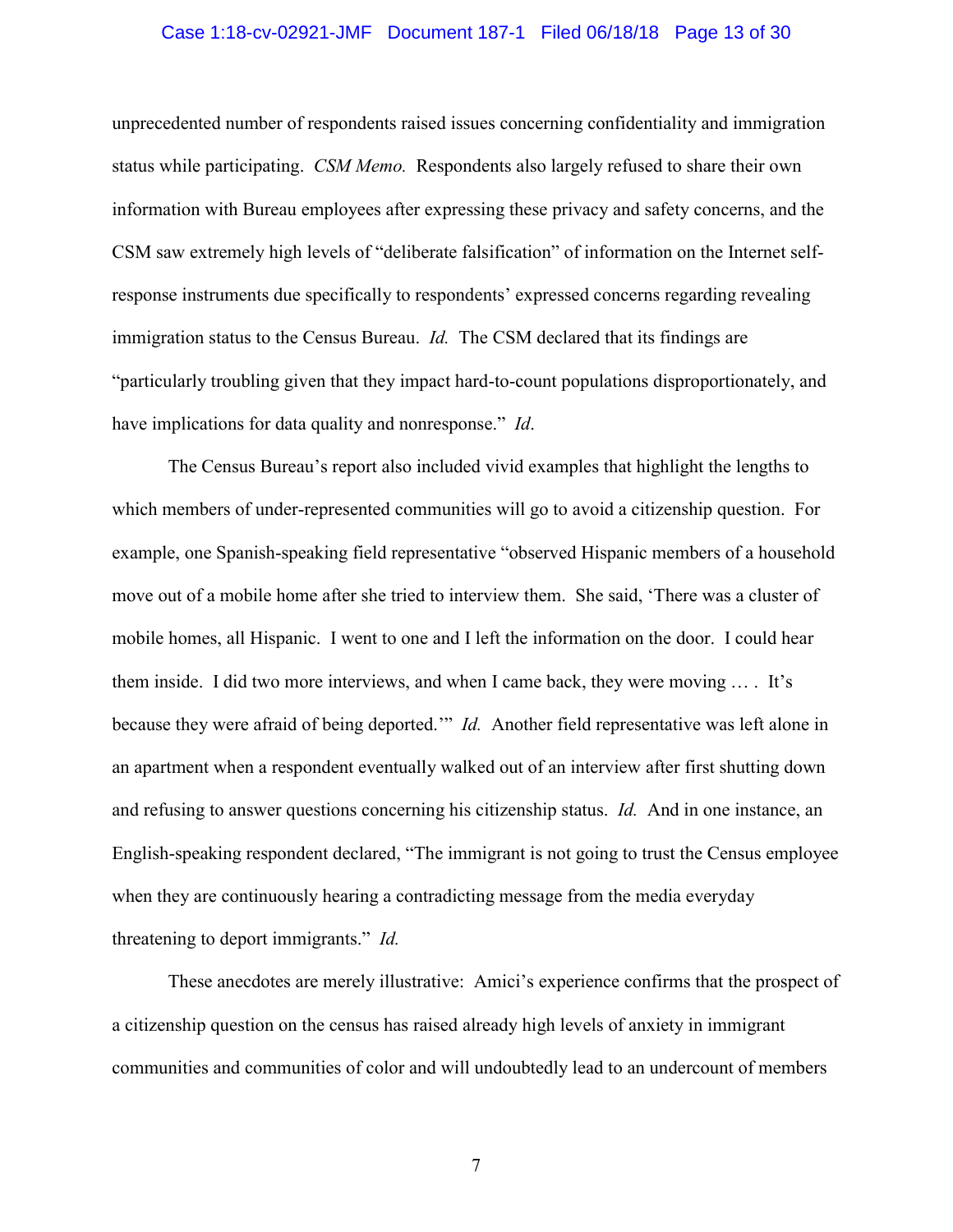unprecedented number of respondents raised issues concerning confidentiality and immigration status while participating. *CSM Memo.* Respondents also largely refused to share their own information with Bureau employees after expressing these privacy and safety concerns, and the CSM saw extremely high levels of "deliberate falsification" of information on the Internet self-response instruments due specifically to respondents' expressed concerns regarding revealing immigration status to the Census Bureau. *Id.* The CSM declared that its findings are "particularly troubling given that they impact hard-to-count populations disproportionately, and have implications for data quality and nonresponse." *Id*.

The Census Bureau's report also included vivid examples that highlight the lengths to which members of under-represented communities will go to avoid a citizenship question. For example, one Spanish-speaking field representative "observed Hispanic members of a household move out of a mobile home after she tried to interview them. She said, 'There was a cluster of mobile homes, all Hispanic. I went to one and I left the information on the door. I could hear them inside. I did two more interviews, and when I came back, they were moving … . It's because they were afraid of being deported.'" *Id.* Another field representative was left alone in an apartment when a respondent eventually walked out of an interview after first shutting down and refusing to answer questions concerning his citizenship status. *Id.* And in one instance, an English-speaking respondent declared, "The immigrant is not going to trust the Census employee when they are continuously hearing a contradicting message from the media everyday threatening to deport immigrants." *Id.*

These anecdotes are merely illustrative: Amici's experience confirms that the prospect of a citizenship question on the census has raised already high levels of anxiety in immigrant communities and communities of color and will undoubtedly lead to an undercount of members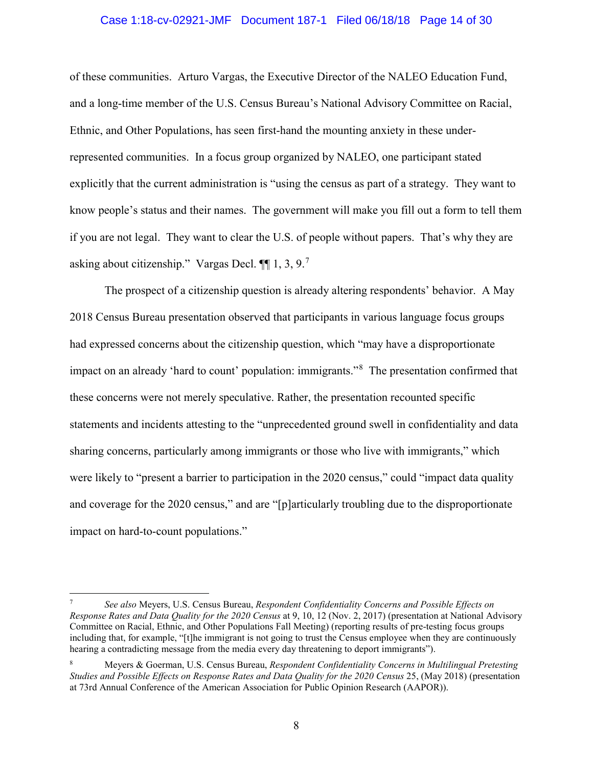of these communities. Arturo Vargas, the Executive Director of the NALEO Education Fund, and a long-time member of the U.S. Census Bureau's National Advisory Committee on Racial, Ethnic, and Other Populations, has seen first-hand the mounting anxiety in these under-represented communities. In a focus group organized by NALEO, one participant stated explicitly that the current administration is "using the census as part of a strategy. They want to know people's status and their names. The government will make you fill out a form to tell them if you are not legal. They want to clear the U.S. of people without papers. That's why they are asking about citizenship." Vargas Decl. ¶¶ 1, 3, 9.[7]

The prospect of a citizenship question is already altering respondents' behavior. A May 2018 Census Bureau presentation observed that participants in various language focus groups had expressed concerns about the citizenship question, which "may have a disproportionate impact on an already 'hard to count' population: immigrants."[8] The presentation confirmed that these concerns were not merely speculative. Rather, the presentation recounted specific statements and incidents attesting to the "unprecedented ground swell in confidentiality and data sharing concerns, particularly among immigrants or those who live with immigrants," which were likely to "present a barrier to participation in the 2020 census," could "impact data quality and coverage for the 2020 census," and are "[p]articularly troubling due to the disproportionate impact on hard-to-count populations."

---

[7] *See also* Meyers, U.S. Census Bureau, *Respondent Confidentiality Concerns and Possible Effects on Response Rates and Data Quality for the 2020 Census* at 9, 10, 12 (Nov. 2, 2017) (presentation at National Advisory Committee on Racial, Ethnic, and Other Populations Fall Meeting) (reporting results of pre-testing focus groups including that, for example, "[t]he immigrant is not going to trust the Census employee when they are continuously hearing a contradicting message from the media every day threatening to deport immigrants").

[8] Meyers & Goerman, U.S. Census Bureau, *Respondent Confidentiality Concerns in Multilingual Pretesting Studies and Possible Effects on Response Rates and Data Quality for the 2020 Census* 25, (May 2018) (presentation at 73rd Annual Conference of the American Association for Public Opinion Research (AAPOR)).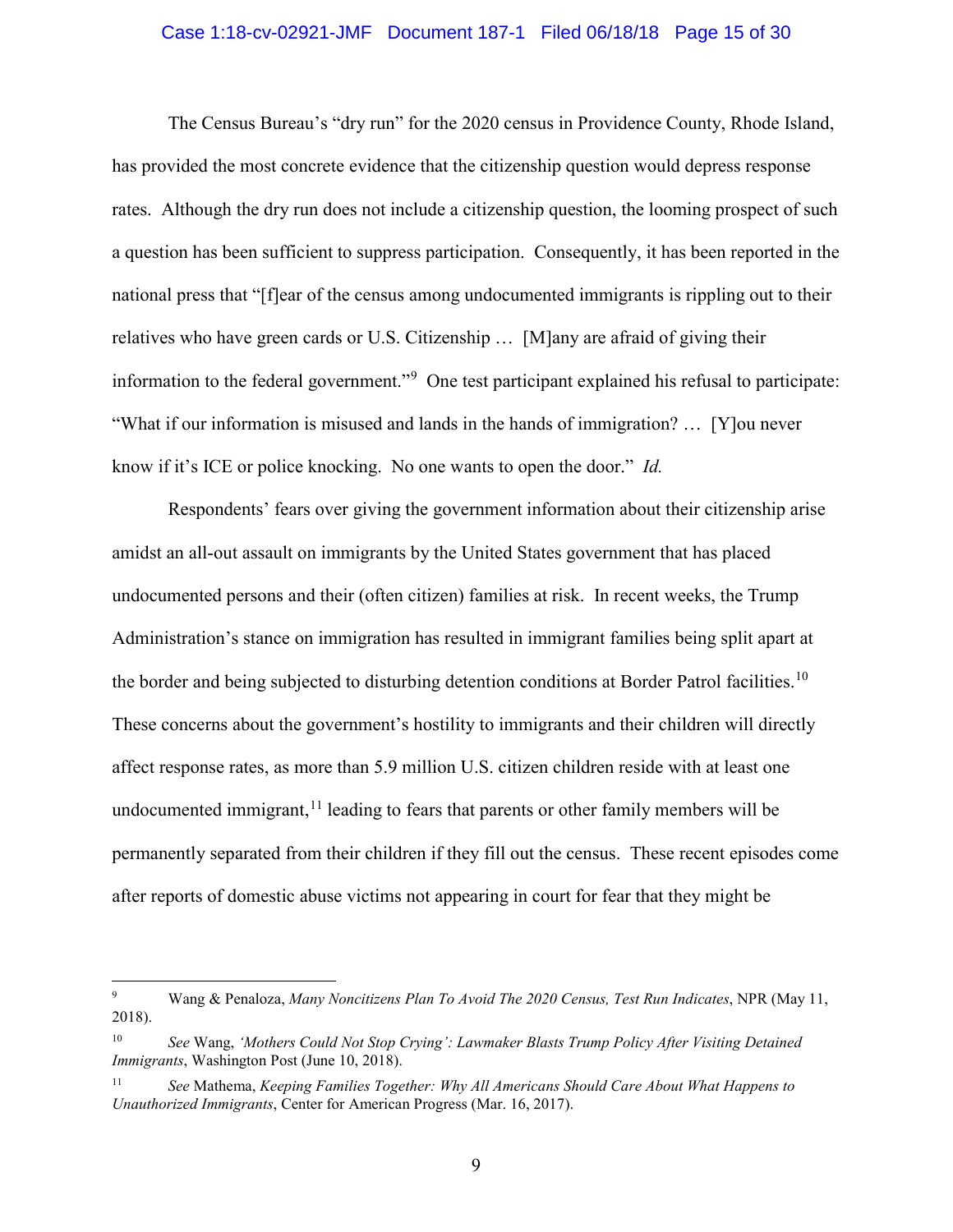The Census Bureau's "dry run" for the 2020 census in Providence County, Rhode Island, has provided the most concrete evidence that the citizenship question would depress response rates. Although the dry run does not include a citizenship question, the looming prospect of such a question has been sufficient to suppress participation. Consequently, it has been reported in the national press that "[f]ear of the census among undocumented immigrants is rippling out to their relatives who have green cards or U.S. Citizenship … [M]any are afraid of giving their information to the federal government."[9] One test participant explained his refusal to participate: "What if our information is misused and lands in the hands of immigration? … [Y]ou never know if it's ICE or police knocking. No one wants to open the door." *Id.*

Respondents' fears over giving the government information about their citizenship arise amidst an all-out assault on immigrants by the United States government that has placed undocumented persons and their (often citizen) families at risk. In recent weeks, the Trump Administration's stance on immigration has resulted in immigrant families being split apart at the border and being subjected to disturbing detention conditions at Border Patrol facilities.[10] These concerns about the government's hostility to immigrants and their children will directly affect response rates, as more than 5.9 million U.S. citizen children reside with at least one undocumented immigrant,[11] leading to fears that parents or other family members will be permanently separated from their children if they fill out the census. These recent episodes come after reports of domestic abuse victims not appearing in court for fear that they might be

---

[9] Wang & Penaloza, *Many Noncitizens Plan To Avoid The 2020 Census, Test Run Indicates*, NPR (May 11, 2018).

[10] *See* Wang, *'Mothers Could Not Stop Crying': Lawmaker Blasts Trump Policy After Visiting Detained Immigrants*, Washington Post (June 10, 2018).

[11] *See* Mathema, *Keeping Families Together: Why All Americans Should Care About What Happens to Unauthorized Immigrants*, Center for American Progress (Mar. 16, 2017).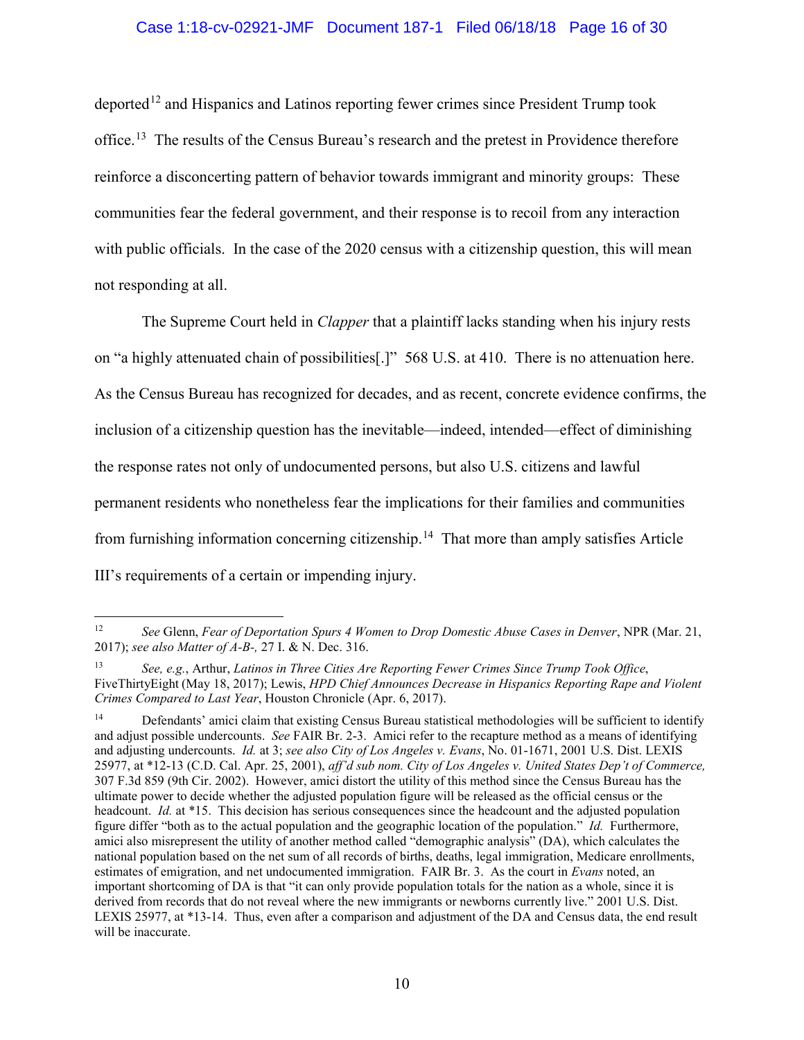deported[12] and Hispanics and Latinos reporting fewer crimes since President Trump took office.[13] The results of the Census Bureau's research and the pretest in Providence therefore reinforce a disconcerting pattern of behavior towards immigrant and minority groups: These communities fear the federal government, and their response is to recoil from any interaction with public officials. In the case of the 2020 census with a citizenship question, this will mean not responding at all.

The Supreme Court held in *Clapper* that a plaintiff lacks standing when his injury rests on "a highly attenuated chain of possibilities[.]" 568 U.S. at 410. There is no attenuation here. As the Census Bureau has recognized for decades, and as recent, concrete evidence confirms, the inclusion of a citizenship question has the inevitable—indeed, intended—effect of diminishing the response rates not only of undocumented persons, but also U.S. citizens and lawful permanent residents who nonetheless fear the implications for their families and communities from furnishing information concerning citizenship.[14] That more than amply satisfies Article III's requirements of a certain or impending injury.

---

[12] *See* Glenn, *Fear of Deportation Spurs 4 Women to Drop Domestic Abuse Cases in Denver*, NPR (Mar. 21, 2017); *see also Matter of A-B-,* 27 I. & N. Dec. 316.

[13] *See, e.g.*, Arthur, *Latinos in Three Cities Are Reporting Fewer Crimes Since Trump Took Office*, FiveThirtyEight (May 18, 2017); Lewis, *HPD Chief Announces Decrease in Hispanics Reporting Rape and Violent Crimes Compared to Last Year*, Houston Chronicle (Apr. 6, 2017).

[14] Defendants' amici claim that existing Census Bureau statistical methodologies will be sufficient to identify and adjust possible undercounts. *See* FAIR Br. 2-3. Amici refer to the recapture method as a means of identifying and adjusting undercounts. *Id.* at 3; *see also City of Los Angeles v. Evans*, No. 01-1671, 2001 U.S. Dist. LEXIS 25977, at *12-13 (C.D. Cal. Apr. 25, 2001), *aff'd sub nom. City of Los Angeles v. United States Dep't of Commerce,* 307 F.3d 859 (9th Cir. 2002). However, amici distort the utility of this method since the Census Bureau has the ultimate power to decide whether the adjusted population figure will be released as the official census or the headcount. *Id.* at *15. This decision has serious consequences since the headcount and the adjusted population figure differ "both as to the actual population and the geographic location of the population." *Id.* Furthermore, amici also misrepresent the utility of another method called "demographic analysis" (DA), which calculates the national population based on the net sum of all records of births, deaths, legal immigration, Medicare enrollments, estimates of emigration, and net undocumented immigration. FAIR Br. 3. As the court in *Evans* noted, an important shortcoming of DA is that "it can only provide population totals for the nation as a whole, since it is derived from records that do not reveal where the new immigrants or newborns currently live." 2001 U.S. Dist. LEXIS 25977, at *13-14. Thus, even after a comparison and adjustment of the DA and Census data, the end result will be inaccurate.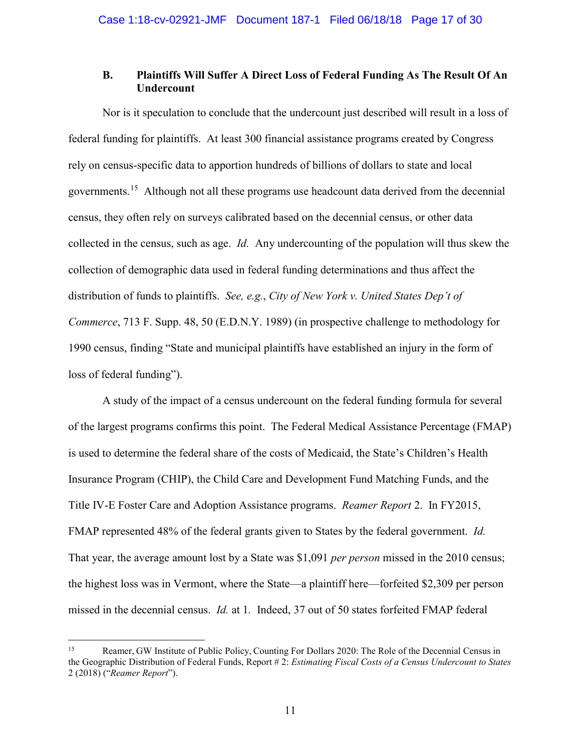### B. Plaintiffs Will Suffer A Direct Loss of Federal Funding As The Result Of An Undercount

Nor is it speculation to conclude that the undercount just described will result in a loss of federal funding for plaintiffs. At least 300 financial assistance programs created by Congress rely on census-specific data to apportion hundreds of billions of dollars to state and local governments.[15] Although not all these programs use headcount data derived from the decennial census, they often rely on surveys calibrated based on the decennial census, or other data collected in the census, such as age. *Id.* Any undercounting of the population will thus skew the collection of demographic data used in federal funding determinations and thus affect the distribution of funds to plaintiffs. *See, e.g.*, *City of New York v. United States Dep't of Commerce*, 713 F. Supp. 48, 50 (E.D.N.Y. 1989) (in prospective challenge to methodology for 1990 census, finding "State and municipal plaintiffs have established an injury in the form of loss of federal funding").

A study of the impact of a census undercount on the federal funding formula for several of the largest programs confirms this point. The Federal Medical Assistance Percentage (FMAP) is used to determine the federal share of the costs of Medicaid, the State's Children's Health Insurance Program (CHIP), the Child Care and Development Fund Matching Funds, and the Title IV-E Foster Care and Adoption Assistance programs. *Reamer Report* 2. In FY2015, FMAP represented 48% of the federal grants given to States by the federal government. *Id.* That year, the average amount lost by a State was $1,091 *per person* missed in the 2010 census; the highest loss was in Vermont, where the State—a plaintiff here—forfeited $2,309 per person missed in the decennial census. *Id.* at 1. Indeed, 37 out of 50 states forfeited FMAP federal

---

[15] Reamer, GW Institute of Public Policy, Counting For Dollars 2020: The Role of the Decennial Census in the Geographic Distribution of Federal Funds, Report # 2: *Estimating Fiscal Costs of a Census Undercount to States* 2 (2018) ("*Reamer Report*").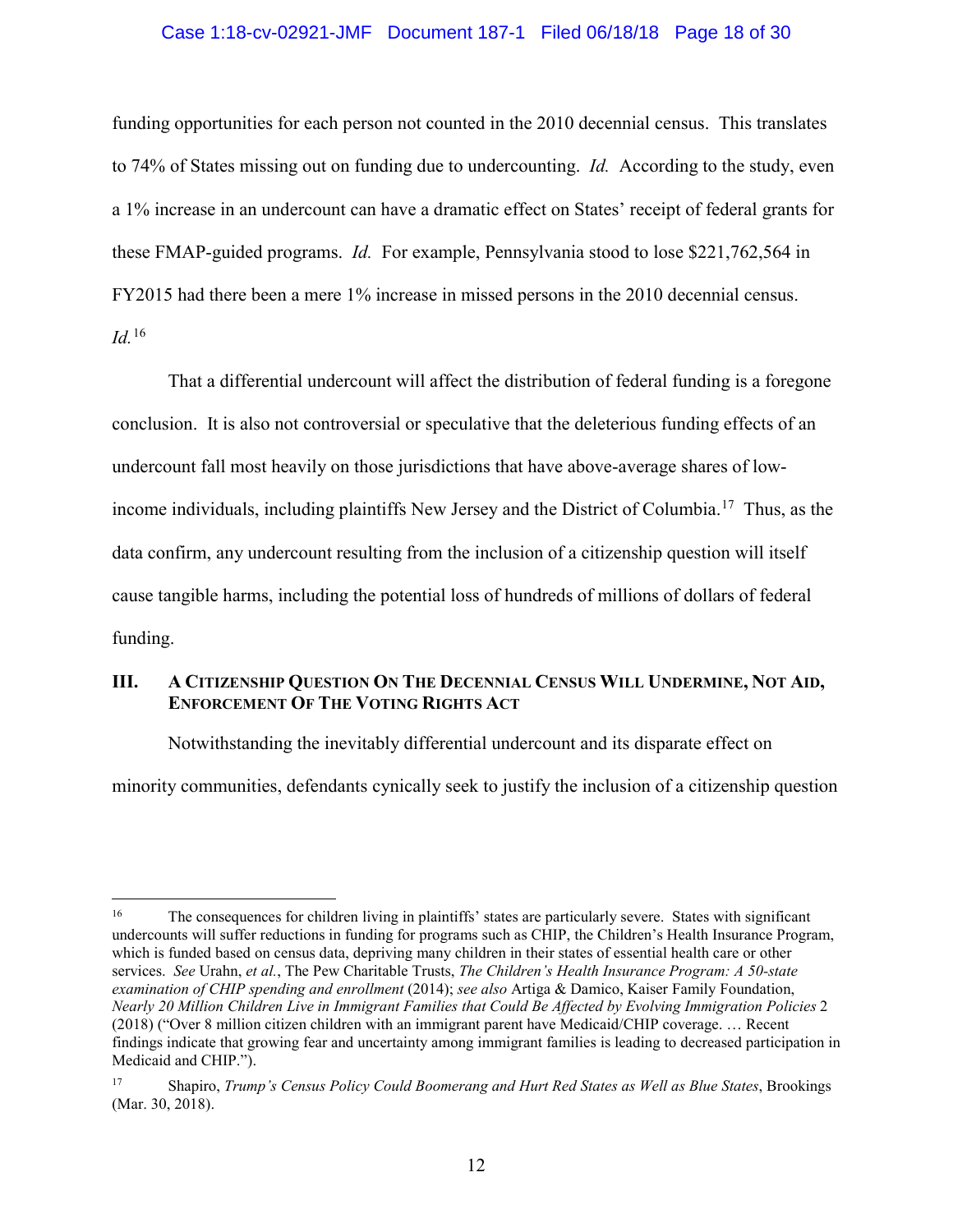funding opportunities for each person not counted in the 2010 decennial census. This translates to 74% of States missing out on funding due to undercounting. *Id.* According to the study, even a 1% increase in an undercount can have a dramatic effect on States' receipt of federal grants for these FMAP-guided programs. *Id.* For example, Pennsylvania stood to lose $221,762,564 in FY2015 had there been a mere 1% increase in missed persons in the 2010 decennial census. *Id.*[16]

That a differential undercount will affect the distribution of federal funding is a foregone conclusion. It is also not controversial or speculative that the deleterious funding effects of an undercount fall most heavily on those jurisdictions that have above-average shares of low-income individuals, including plaintiffs New Jersey and the District of Columbia.[17] Thus, as the data confirm, any undercount resulting from the inclusion of a citizenship question will itself cause tangible harms, including the potential loss of hundreds of millions of dollars of federal funding.

## III. A Citizenship Question On The Decennial Census Will Undermine, Not Aid, Enforcement Of The Voting Rights Act

Notwithstanding the inevitably differential undercount and its disparate effect on minority communities, defendants cynically seek to justify the inclusion of a citizenship question

---

[16] The consequences for children living in plaintiffs' states are particularly severe. States with significant undercounts will suffer reductions in funding for programs such as CHIP, the Children's Health Insurance Program, which is funded based on census data, depriving many children in their states of essential health care or other services. *See* Urahn, *et al.*, The Pew Charitable Trusts, *The Children's Health Insurance Program: A 50-state examination of CHIP spending and enrollment* (2014); *see also* Artiga & Damico, Kaiser Family Foundation, *Nearly 20 Million Children Live in Immigrant Families that Could Be Affected by Evolving Immigration Policies* 2 (2018) ("Over 8 million citizen children with an immigrant parent have Medicaid/CHIP coverage. … Recent findings indicate that growing fear and uncertainty among immigrant families is leading to decreased participation in Medicaid and CHIP.").

[17] Shapiro, *Trump's Census Policy Could Boomerang and Hurt Red States as Well as Blue States*, Brookings (Mar. 30, 2018).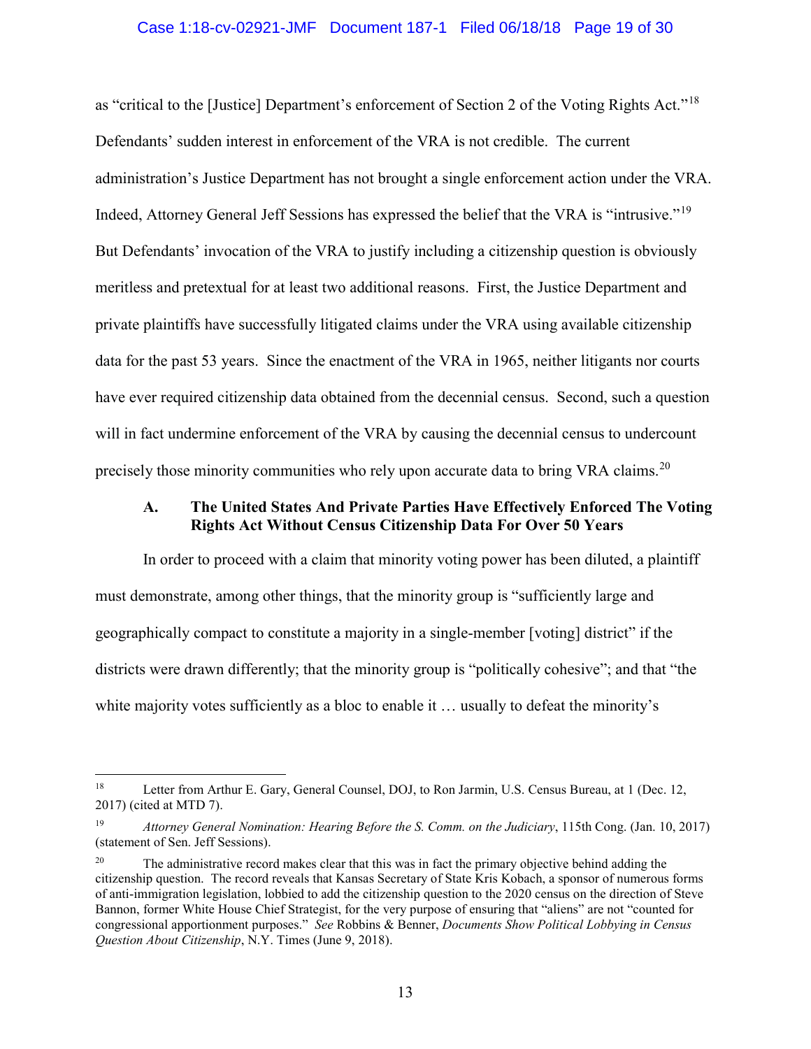as "critical to the [Justice] Department's enforcement of Section 2 of the Voting Rights Act."[18] Defendants' sudden interest in enforcement of the VRA is not credible. The current administration's Justice Department has not brought a single enforcement action under the VRA. Indeed, Attorney General Jeff Sessions has expressed the belief that the VRA is "intrusive."[19] But Defendants' invocation of the VRA to justify including a citizenship question is obviously meritless and pretextual for at least two additional reasons. First, the Justice Department and private plaintiffs have successfully litigated claims under the VRA using available citizenship data for the past 53 years. Since the enactment of the VRA in 1965, neither litigants nor courts have ever required citizenship data obtained from the decennial census. Second, such a question will in fact undermine enforcement of the VRA by causing the decennial census to undercount precisely those minority communities who rely upon accurate data to bring VRA claims.[20]

### A. The United States And Private Parties Have Effectively Enforced The Voting Rights Act Without Census Citizenship Data For Over 50 Years

In order to proceed with a claim that minority voting power has been diluted, a plaintiff must demonstrate, among other things, that the minority group is "sufficiently large and geographically compact to constitute a majority in a single-member [voting] district" if the districts were drawn differently; that the minority group is "politically cohesive"; and that "the white majority votes sufficiently as a bloc to enable it … usually to defeat the minority's

---

[18] Letter from Arthur E. Gary, General Counsel, DOJ, to Ron Jarmin, U.S. Census Bureau, at 1 (Dec. 12, 2017) (cited at MTD 7).

[19] *Attorney General Nomination: Hearing Before the S. Comm. on the Judiciary*, 115th Cong. (Jan. 10, 2017) (statement of Sen. Jeff Sessions).

[20] The administrative record makes clear that this was in fact the primary objective behind adding the citizenship question. The record reveals that Kansas Secretary of State Kris Kobach, a sponsor of numerous forms of anti-immigration legislation, lobbied to add the citizenship question to the 2020 census on the direction of Steve Bannon, former White House Chief Strategist, for the very purpose of ensuring that "aliens" are not "counted for congressional apportionment purposes." *See* Robbins & Benner, *Documents Show Political Lobbying in Census Question About Citizenship*, N.Y. Times (June 9, 2018).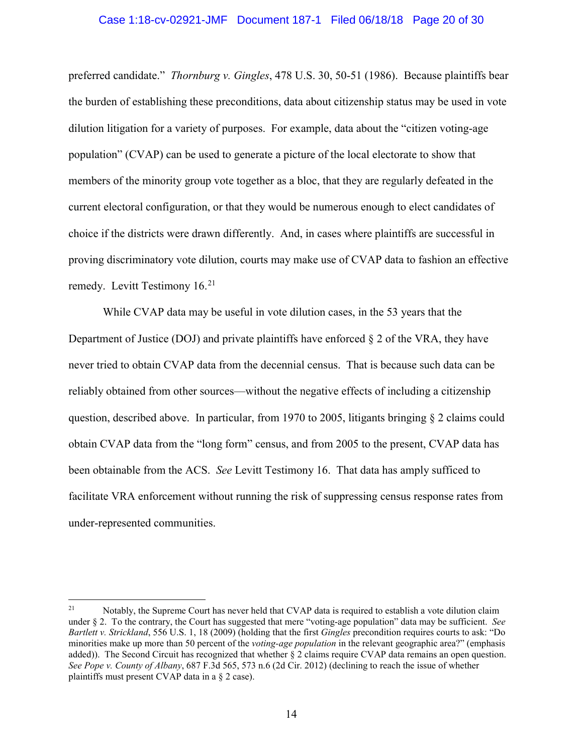preferred candidate." *Thornburg v. Gingles*, 478 U.S. 30, 50-51 (1986). Because plaintiffs bear the burden of establishing these preconditions, data about citizenship status may be used in vote dilution litigation for a variety of purposes. For example, data about the "citizen voting-age population" (CVAP) can be used to generate a picture of the local electorate to show that members of the minority group vote together as a bloc, that they are regularly defeated in the current electoral configuration, or that they would be numerous enough to elect candidates of choice if the districts were drawn differently. And, in cases where plaintiffs are successful in proving discriminatory vote dilution, courts may make use of CVAP data to fashion an effective remedy. Levitt Testimony 16.[21]

While CVAP data may be useful in vote dilution cases, in the 53 years that the Department of Justice (DOJ) and private plaintiffs have enforced § 2 of the VRA, they have never tried to obtain CVAP data from the decennial census. That is because such data can be reliably obtained from other sources—without the negative effects of including a citizenship question, described above. In particular, from 1970 to 2005, litigants bringing § 2 claims could obtain CVAP data from the "long form" census, and from 2005 to the present, CVAP data has been obtainable from the ACS. *See* Levitt Testimony 16. That data has amply sufficed to facilitate VRA enforcement without running the risk of suppressing census response rates from under-represented communities.

---

[21] Notably, the Supreme Court has never held that CVAP data is required to establish a vote dilution claim under § 2. To the contrary, the Court has suggested that mere "voting-age population" data may be sufficient. *See Bartlett v. Strickland*, 556 U.S. 1, 18 (2009) (holding that the first *Gingles* precondition requires courts to ask: "Do minorities make up more than 50 percent of the *voting-age population* in the relevant geographic area?" (emphasis added)). The Second Circuit has recognized that whether § 2 claims require CVAP data remains an open question. *See Pope v. County of Albany*, 687 F.3d 565, 573 n.6 (2d Cir. 2012) (declining to reach the issue of whether plaintiffs must present CVAP data in a § 2 case).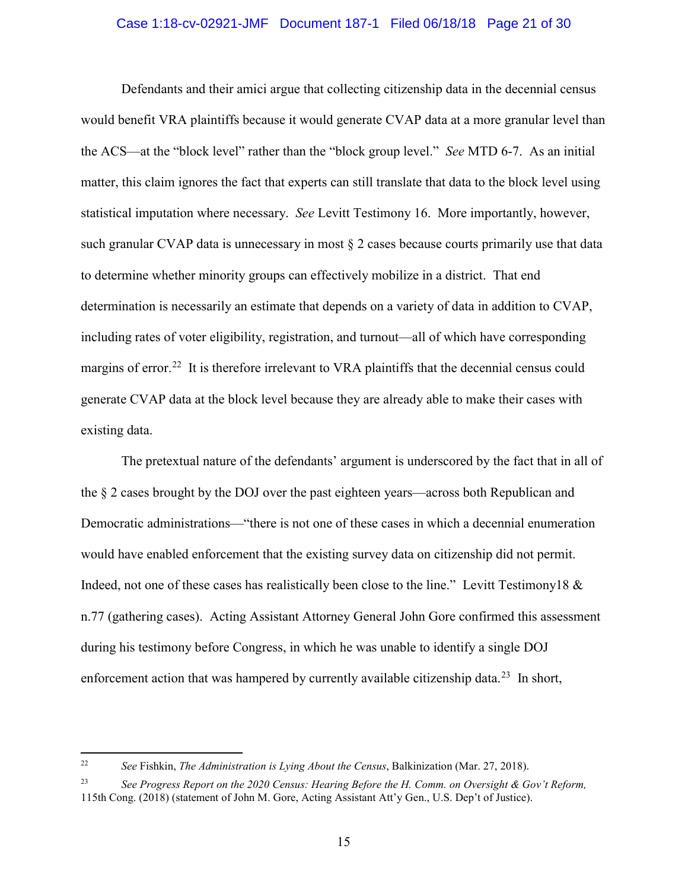Defendants and their amici argue that collecting citizenship data in the decennial census would benefit VRA plaintiffs because it would generate CVAP data at a more granular level than the ACS—at the "block level" rather than the "block group level." *See* MTD 6-7. As an initial matter, this claim ignores the fact that experts can still translate that data to the block level using statistical imputation where necessary. *See* Levitt Testimony 16. More importantly, however, such granular CVAP data is unnecessary in most § 2 cases because courts primarily use that data to determine whether minority groups can effectively mobilize in a district. That end determination is necessarily an estimate that depends on a variety of data in addition to CVAP, including rates of voter eligibility, registration, and turnout—all of which have corresponding margins of error.[22] It is therefore irrelevant to VRA plaintiffs that the decennial census could generate CVAP data at the block level because they are already able to make their cases with existing data.

The pretextual nature of the defendants' argument is underscored by the fact that in all of the § 2 cases brought by the DOJ over the past eighteen years—across both Republican and Democratic administrations—"there is not one of these cases in which a decennial enumeration would have enabled enforcement that the existing survey data on citizenship did not permit. Indeed, not one of these cases has realistically been close to the line." Levitt Testimony18 & n.77 (gathering cases). Acting Assistant Attorney General John Gore confirmed this assessment during his testimony before Congress, in which he was unable to identify a single DOJ enforcement action that was hampered by currently available citizenship data.[23] In short,

---

[22] *See* Fishkin, *The Administration is Lying About the Census*, Balkinization (Mar. 27, 2018).

[23] *See Progress Report on the 2020 Census: Hearing Before the H. Comm. on Oversight & Gov't Reform,* 115th Cong. (2018) (statement of John M. Gore, Acting Assistant Att'y Gen., U.S. Dep't of Justice).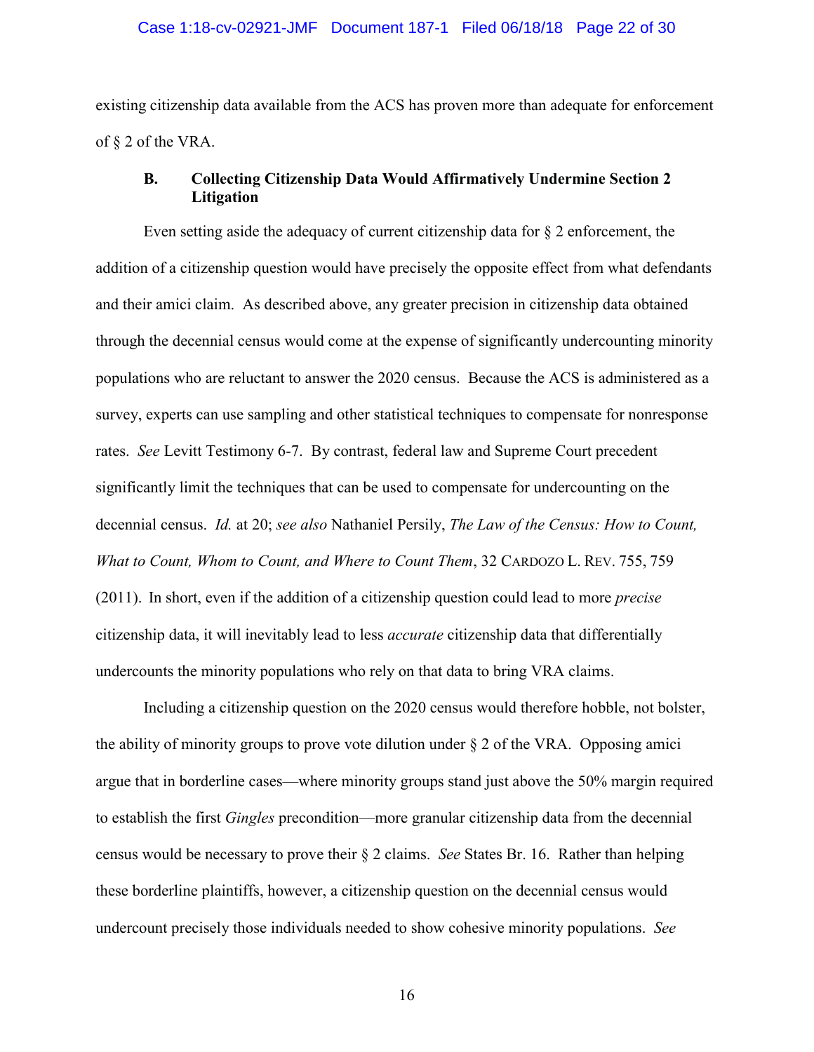existing citizenship data available from the ACS has proven more than adequate for enforcement of § 2 of the VRA.

### B. Collecting Citizenship Data Would Affirmatively Undermine Section 2 Litigation

Even setting aside the adequacy of current citizenship data for § 2 enforcement, the addition of a citizenship question would have precisely the opposite effect from what defendants and their amici claim. As described above, any greater precision in citizenship data obtained through the decennial census would come at the expense of significantly undercounting minority populations who are reluctant to answer the 2020 census. Because the ACS is administered as a survey, experts can use sampling and other statistical techniques to compensate for nonresponse rates. *See* Levitt Testimony 6-7. By contrast, federal law and Supreme Court precedent significantly limit the techniques that can be used to compensate for undercounting on the decennial census. *Id.* at 20; *see also* Nathaniel Persily, *The Law of the Census: How to Count, What to Count, Whom to Count, and Where to Count Them*, 32 CARDOZO L. REV. 755, 759 (2011). In short, even if the addition of a citizenship question could lead to more *precise* citizenship data, it will inevitably lead to less *accurate* citizenship data that differentially undercounts the minority populations who rely on that data to bring VRA claims.

Including a citizenship question on the 2020 census would therefore hobble, not bolster, the ability of minority groups to prove vote dilution under § 2 of the VRA. Opposing amici argue that in borderline cases—where minority groups stand just above the 50% margin required to establish the first *Gingles* precondition—more granular citizenship data from the decennial census would be necessary to prove their § 2 claims. *See* States Br. 16. Rather than helping these borderline plaintiffs, however, a citizenship question on the decennial census would undercount precisely those individuals needed to show cohesive minority populations. *See*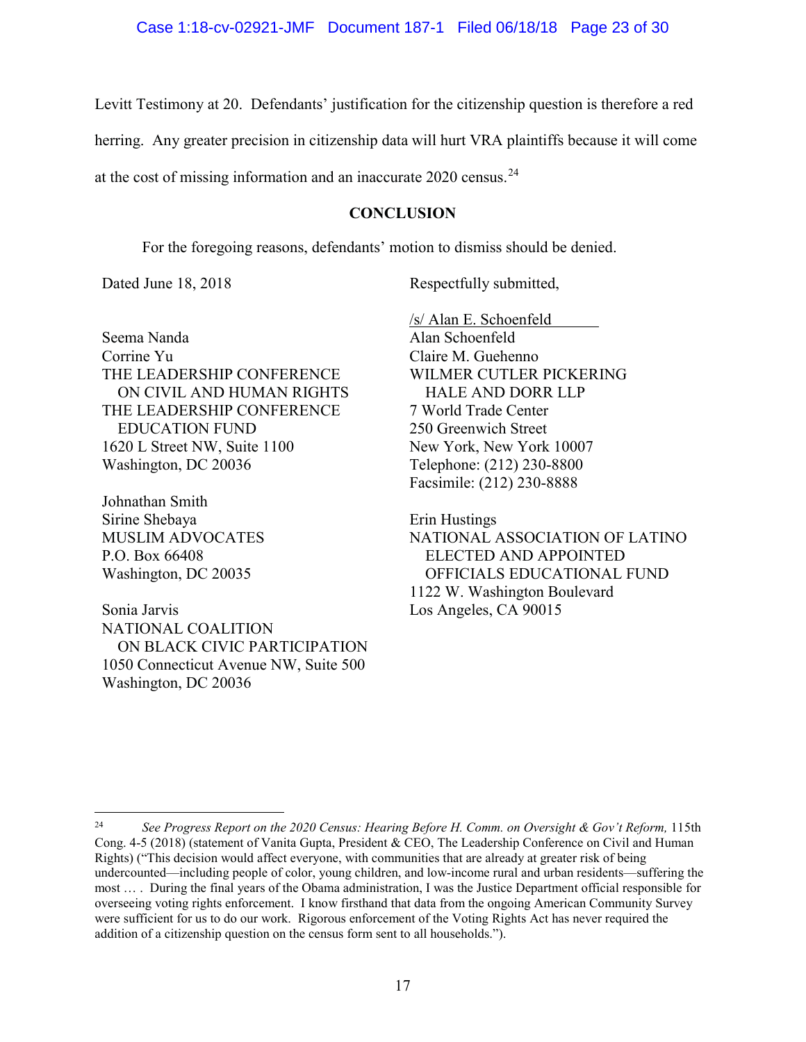Levitt Testimony at 20. Defendants' justification for the citizenship question is therefore a red herring. Any greater precision in citizenship data will hurt VRA plaintiffs because it will come at the cost of missing information and an inaccurate 2020 census.[24]

## CONCLUSION

For the foregoing reasons, defendants' motion to dismiss should be denied.

Dated June 18, 2018

Respectfully submitted,

/s/ Alan E. Schoenfeld
Alan Schoenfeld
Claire M. Guehenno
WILMER CUTLER PICKERING
HALE AND DORR LLP
7 World Trade Center
250 Greenwich Street
New York, New York 10007
Telephone: (212) 230-8800
Facsimile: (212) 230-8888

Seema Nanda
Corrine Yu
THE LEADERSHIP CONFERENCE
ON CIVIL AND HUMAN RIGHTS
THE LEADERSHIP CONFERENCE
EDUCATION FUND
1620 L Street NW, Suite 1100
Washington, DC 20036

Johnathan Smith
Sirine Shebaya
MUSLIM ADVOCATES
P.O. Box 66408
Washington, DC 20035

Sonia Jarvis
NATIONAL COALITION
ON BLACK CIVIC PARTICIPATION
1050 Connecticut Avenue NW, Suite 500
Washington, DC 20036

Erin Hustings
NATIONAL ASSOCIATION OF LATINO
ELECTED AND APPOINTED
OFFICIALS EDUCATIONAL FUND
1122 W. Washington Boulevard
Los Angeles, CA 90015

---

[24] *See Progress Report on the 2020 Census: Hearing Before H. Comm. on Oversight & Gov't Reform,* 115th Cong. 4-5 (2018) (statement of Vanita Gupta, President & CEO, The Leadership Conference on Civil and Human Rights) ("This decision would affect everyone, with communities that are already at greater risk of being undercounted—including people of color, young children, and low-income rural and urban residents—suffering the most … . During the final years of the Obama administration, I was the Justice Department official responsible for overseeing voting rights enforcement. I know firsthand that data from the ongoing American Community Survey were sufficient for us to do our work. Rigorous enforcement of the Voting Rights Act has never required the addition of a citizenship question on the census form sent to all households.").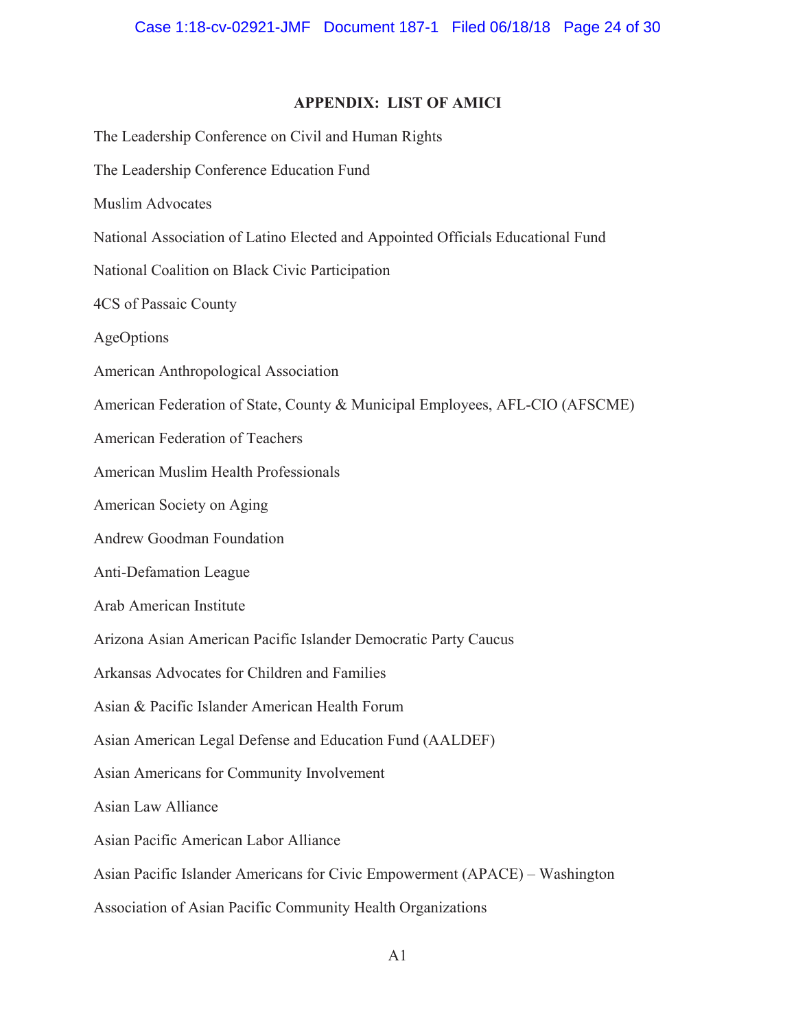## APPENDIX: LIST OF AMICI

The Leadership Conference on Civil and Human Rights

The Leadership Conference Education Fund

Muslim Advocates

National Association of Latino Elected and Appointed Officials Educational Fund

National Coalition on Black Civic Participation

4CS of Passaic County

AgeOptions

American Anthropological Association

American Federation of State, County & Municipal Employees, AFL-CIO (AFSCME)

American Federation of Teachers

American Muslim Health Professionals

American Society on Aging

Andrew Goodman Foundation

Anti-Defamation League

Arab American Institute

Arizona Asian American Pacific Islander Democratic Party Caucus

Arkansas Advocates for Children and Families

Asian & Pacific Islander American Health Forum

Asian American Legal Defense and Education Fund (AALDEF)

Asian Americans for Community Involvement

Asian Law Alliance

Asian Pacific American Labor Alliance

Asian Pacific Islander Americans for Civic Empowerment (APACE) – Washington

Association of Asian Pacific Community Health Organizations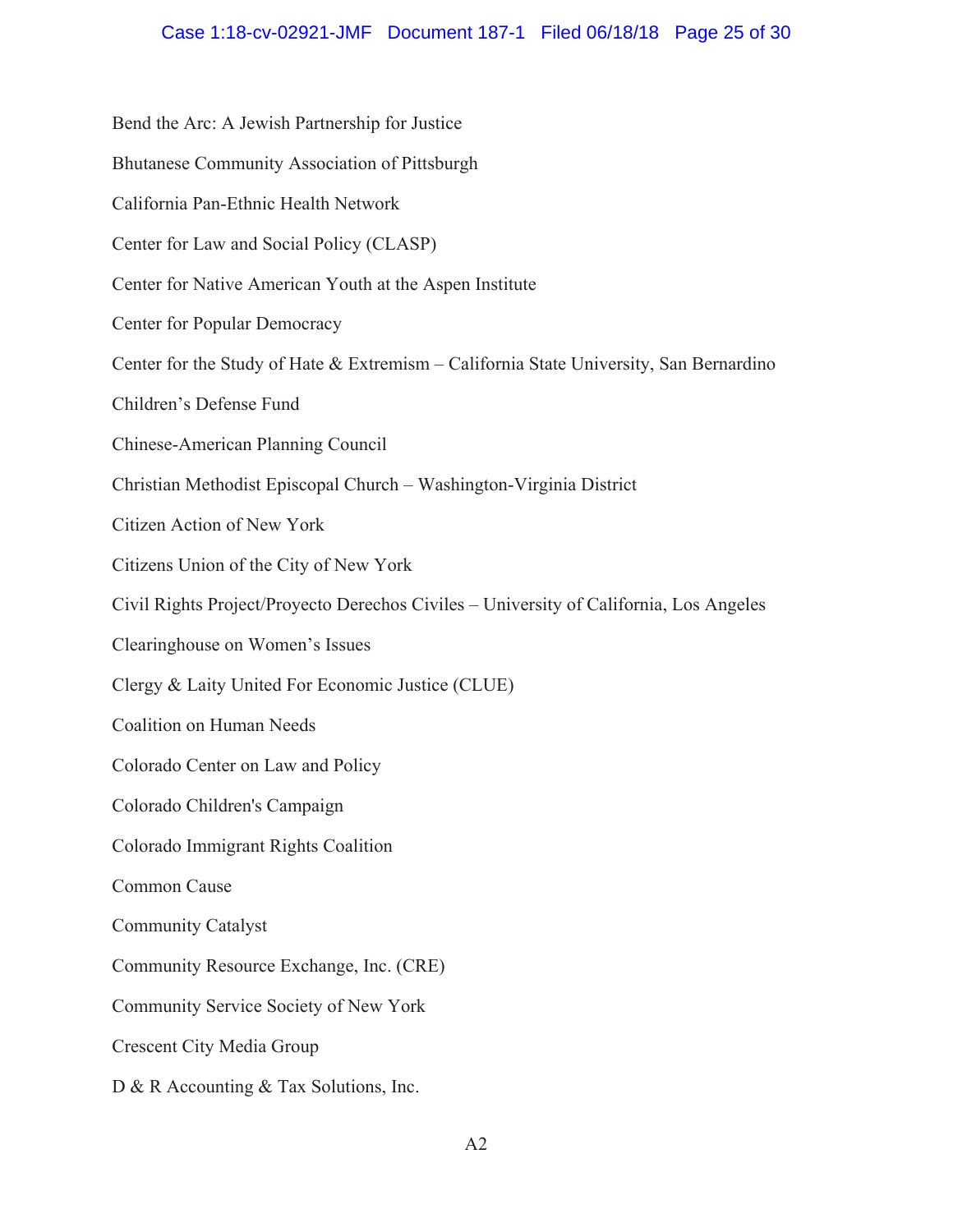Bend the Arc: A Jewish Partnership for Justice

Bhutanese Community Association of Pittsburgh

California Pan-Ethnic Health Network

Center for Law and Social Policy (CLASP)

Center for Native American Youth at the Aspen Institute

Center for Popular Democracy

Center for the Study of Hate & Extremism – California State University, San Bernardino

Children's Defense Fund

Chinese-American Planning Council

Christian Methodist Episcopal Church – Washington-Virginia District

Citizen Action of New York

Citizens Union of the City of New York

Civil Rights Project/Proyecto Derechos Civiles – University of California, Los Angeles

Clearinghouse on Women's Issues

Clergy & Laity United For Economic Justice (CLUE)

Coalition on Human Needs

Colorado Center on Law and Policy

Colorado Children's Campaign

Colorado Immigrant Rights Coalition

Common Cause

Community Catalyst

Community Resource Exchange, Inc. (CRE)

Community Service Society of New York

Crescent City Media Group

D & R Accounting & Tax Solutions, Inc.

A2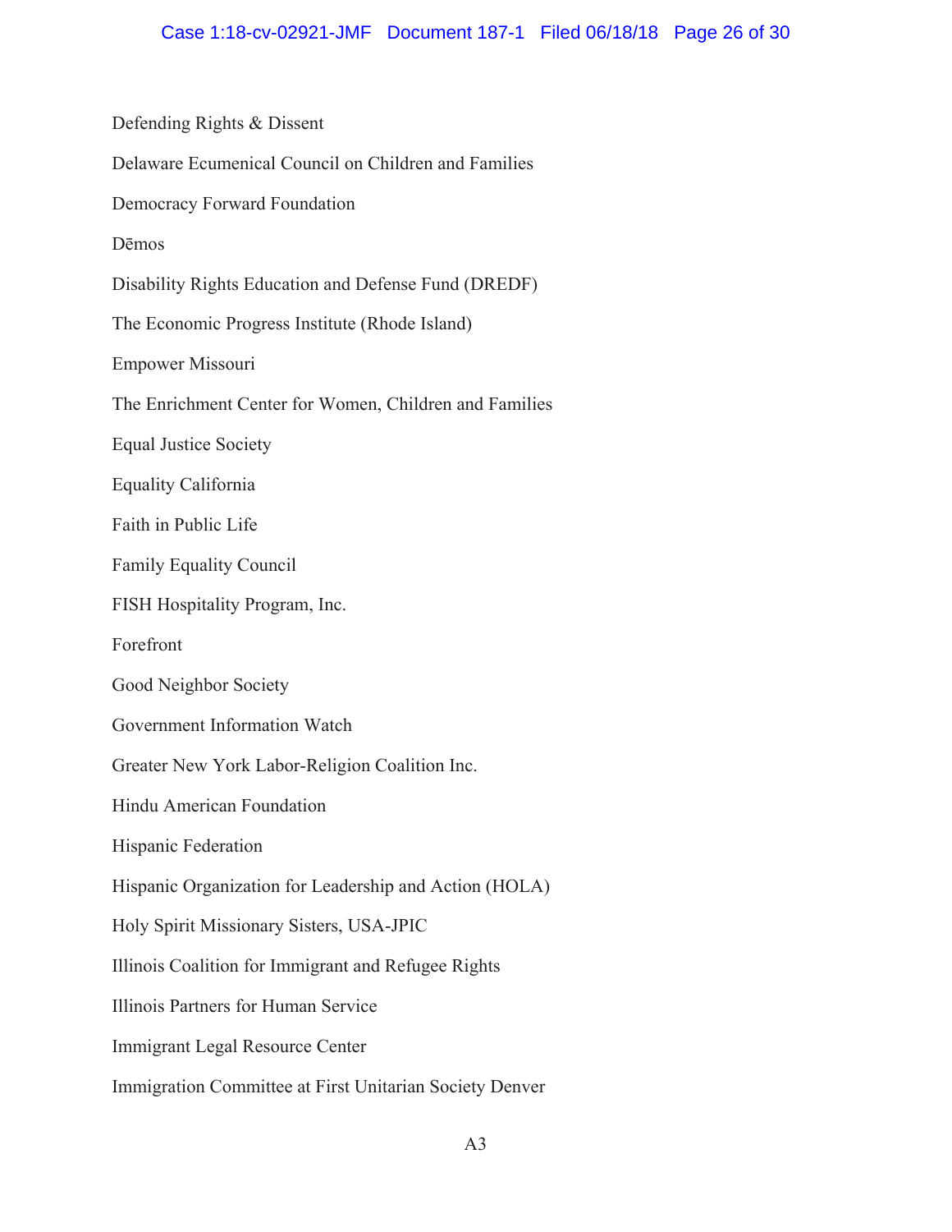Defending Rights & Dissent

Delaware Ecumenical Council on Children and Families

Democracy Forward Foundation

Dēmos

Disability Rights Education and Defense Fund (DREDF)

The Economic Progress Institute (Rhode Island)

Empower Missouri

The Enrichment Center for Women, Children and Families

Equal Justice Society

Equality California

Faith in Public Life

Family Equality Council

FISH Hospitality Program, Inc.

Forefront

Good Neighbor Society

Government Information Watch

Greater New York Labor-Religion Coalition Inc.

Hindu American Foundation

Hispanic Federation

Hispanic Organization for Leadership and Action (HOLA)

Holy Spirit Missionary Sisters, USA-JPIC

Illinois Coalition for Immigrant and Refugee Rights

Illinois Partners for Human Service

Immigrant Legal Resource Center

Immigration Committee at First Unitarian Society Denver

A3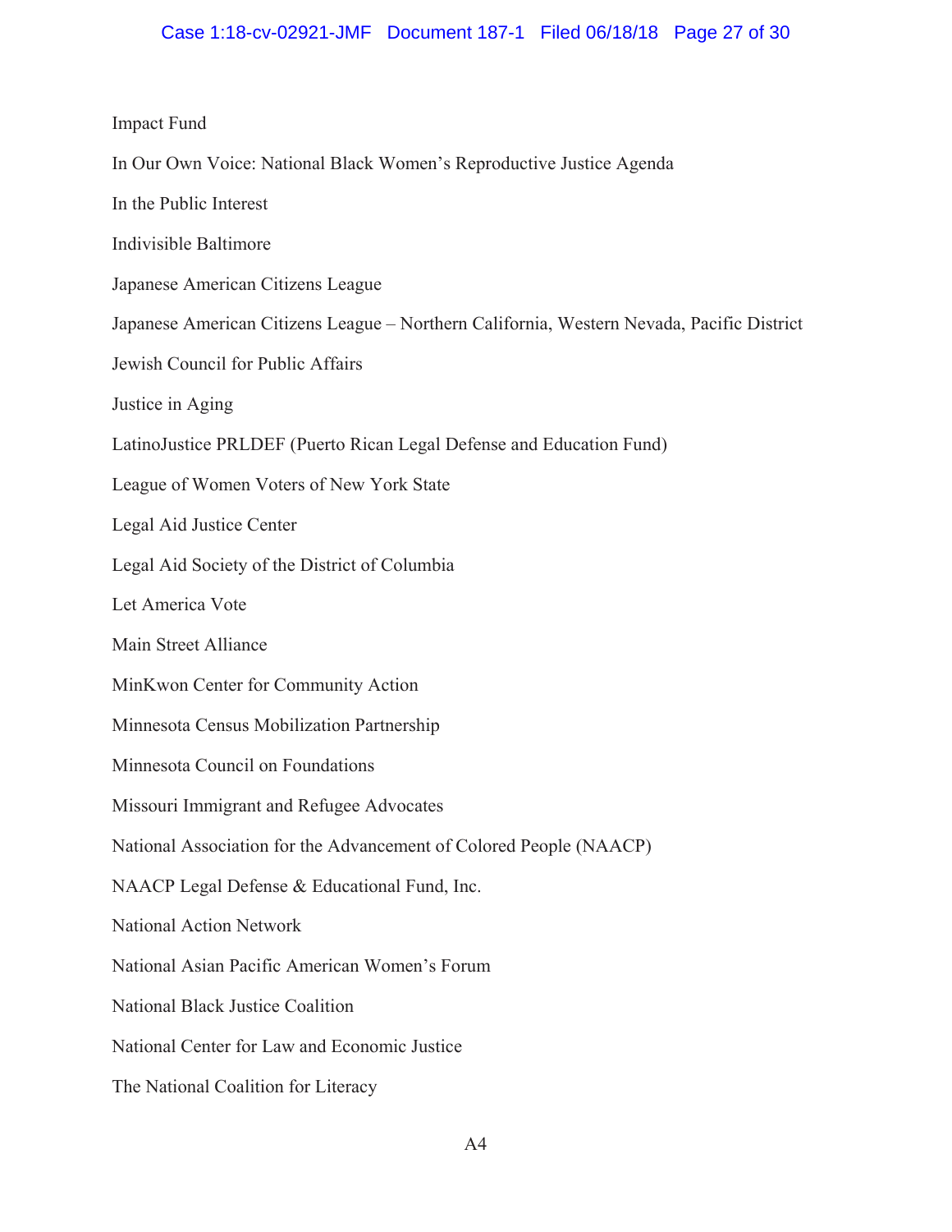Impact Fund

In Our Own Voice: National Black Women's Reproductive Justice Agenda

In the Public Interest

Indivisible Baltimore

Japanese American Citizens League

Japanese American Citizens League – Northern California, Western Nevada, Pacific District

Jewish Council for Public Affairs

Justice in Aging

LatinoJustice PRLDEF (Puerto Rican Legal Defense and Education Fund)

League of Women Voters of New York State

Legal Aid Justice Center

Legal Aid Society of the District of Columbia

Let America Vote

Main Street Alliance

MinKwon Center for Community Action

Minnesota Census Mobilization Partnership

Minnesota Council on Foundations

Missouri Immigrant and Refugee Advocates

National Association for the Advancement of Colored People (NAACP)

NAACP Legal Defense & Educational Fund, Inc.

National Action Network

National Asian Pacific American Women's Forum

National Black Justice Coalition

National Center for Law and Economic Justice

The National Coalition for Literacy

A4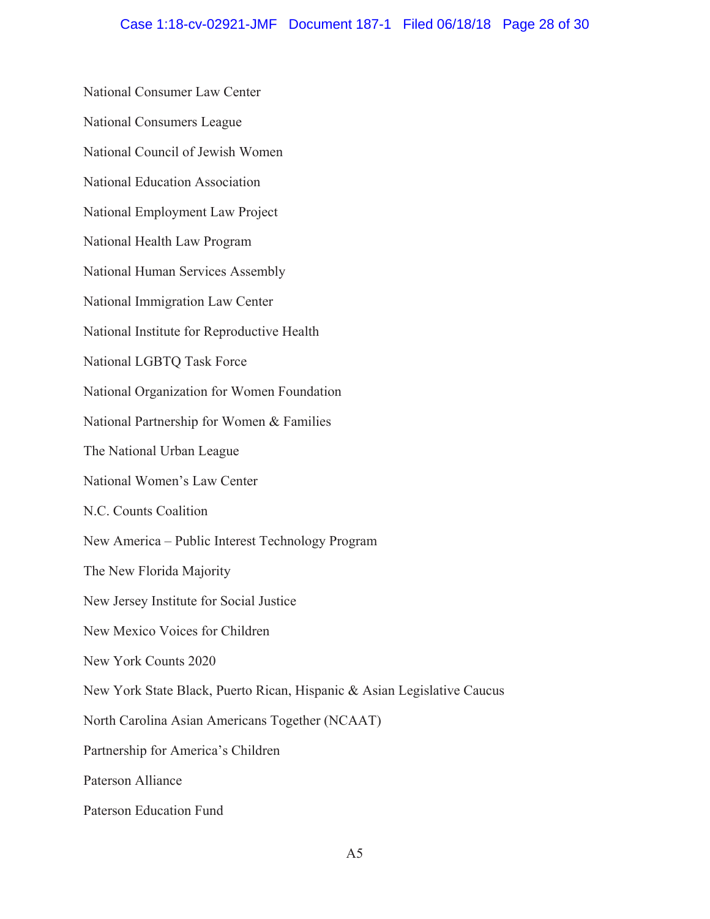National Consumer Law Center

National Consumers League

National Council of Jewish Women

National Education Association

National Employment Law Project

National Health Law Program

National Human Services Assembly

National Immigration Law Center

National Institute for Reproductive Health

National LGBTQ Task Force

National Organization for Women Foundation

National Partnership for Women & Families

The National Urban League

National Women's Law Center

N.C. Counts Coalition

New America – Public Interest Technology Program

The New Florida Majority

New Jersey Institute for Social Justice

New Mexico Voices for Children

New York Counts 2020

New York State Black, Puerto Rican, Hispanic & Asian Legislative Caucus

North Carolina Asian Americans Together (NCAAT)

Partnership for America's Children

Paterson Alliance

Paterson Education Fund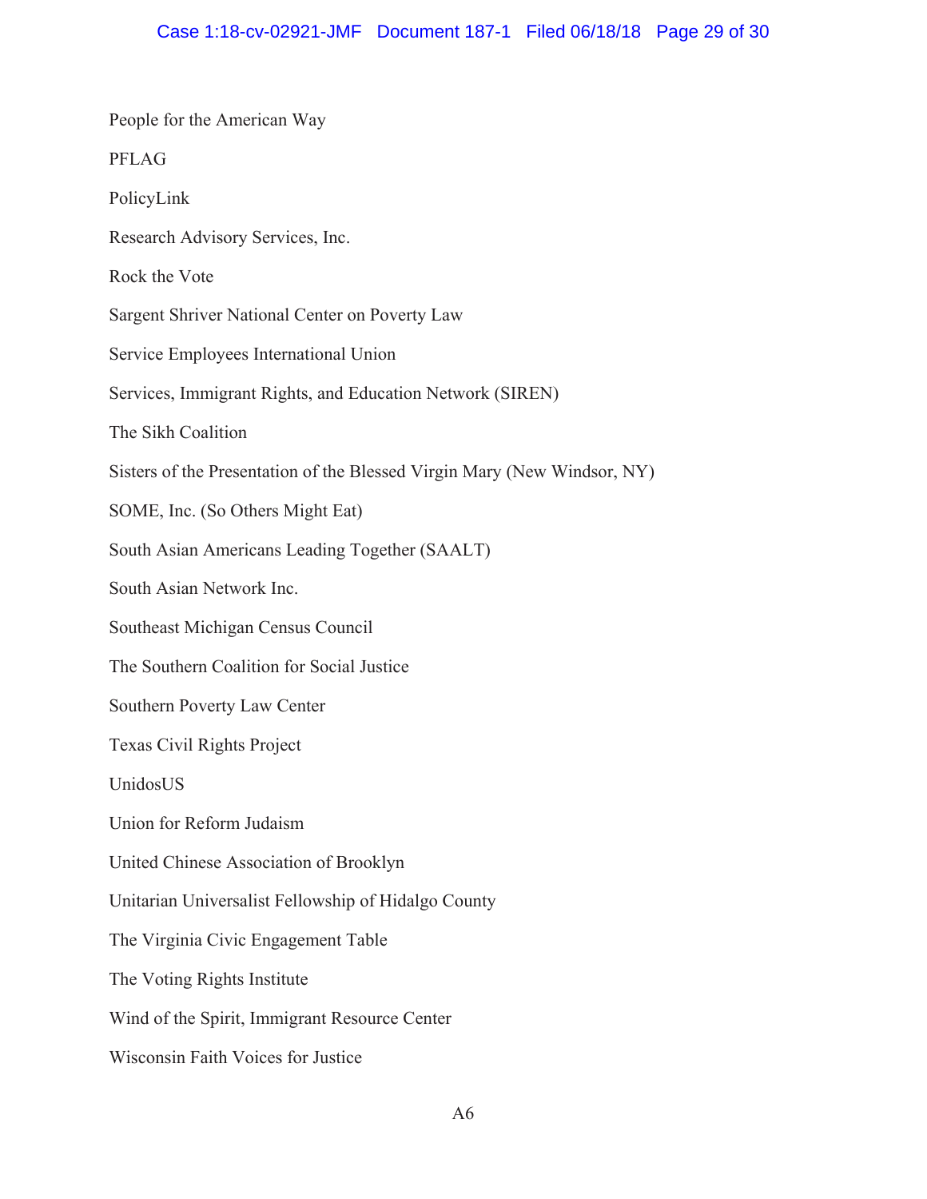People for the American Way

PFLAG

PolicyLink

Research Advisory Services, Inc.

Rock the Vote

Sargent Shriver National Center on Poverty Law

Service Employees International Union

Services, Immigrant Rights, and Education Network (SIREN)

The Sikh Coalition

Sisters of the Presentation of the Blessed Virgin Mary (New Windsor, NY)

SOME, Inc. (So Others Might Eat)

South Asian Americans Leading Together (SAALT)

South Asian Network Inc.

Southeast Michigan Census Council

The Southern Coalition for Social Justice

Southern Poverty Law Center

Texas Civil Rights Project

UnidosUS

Union for Reform Judaism

United Chinese Association of Brooklyn

Unitarian Universalist Fellowship of Hidalgo County

The Virginia Civic Engagement Table

The Voting Rights Institute

Wind of the Spirit, Immigrant Resource Center

Wisconsin Faith Voices for Justice

A6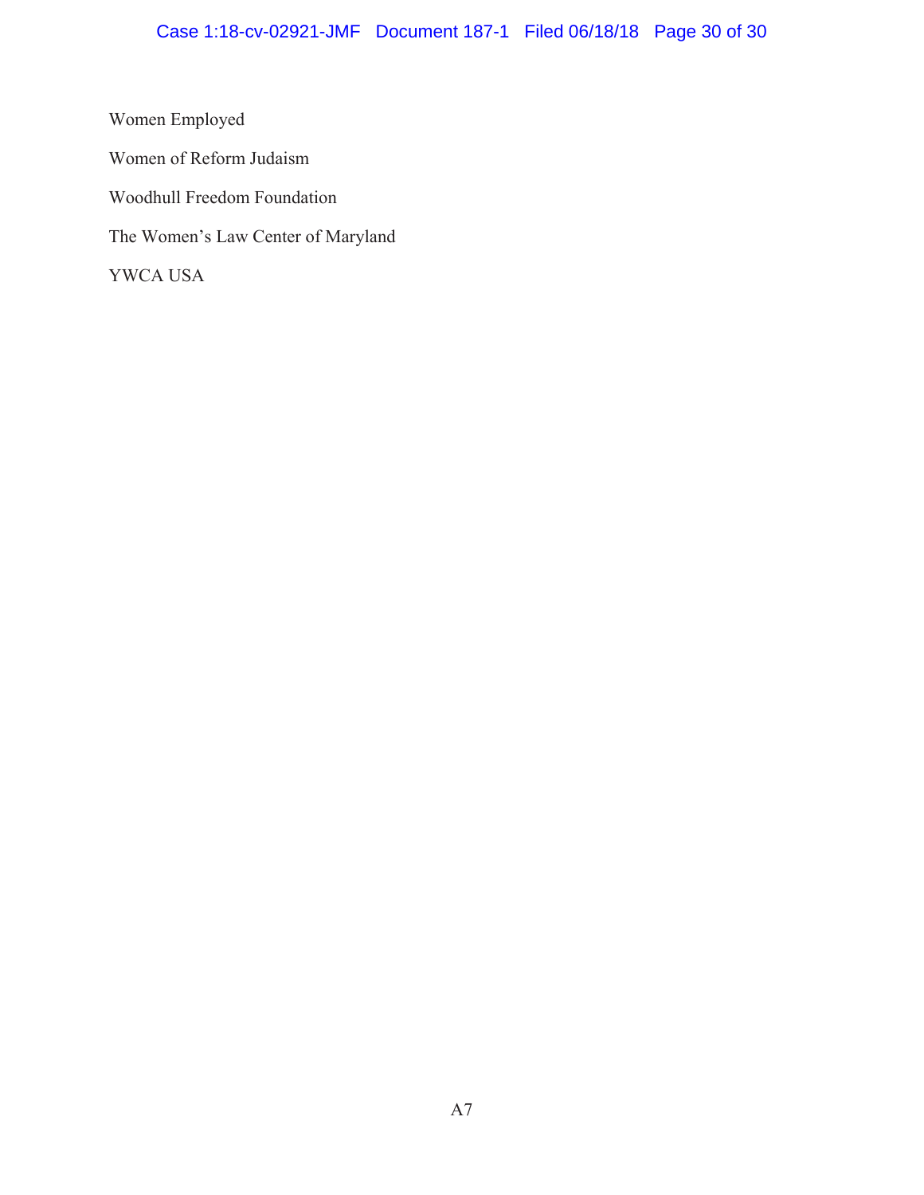Women Employed

Women of Reform Judaism

Woodhull Freedom Foundation

The Women's Law Center of Maryland

YWCA USA